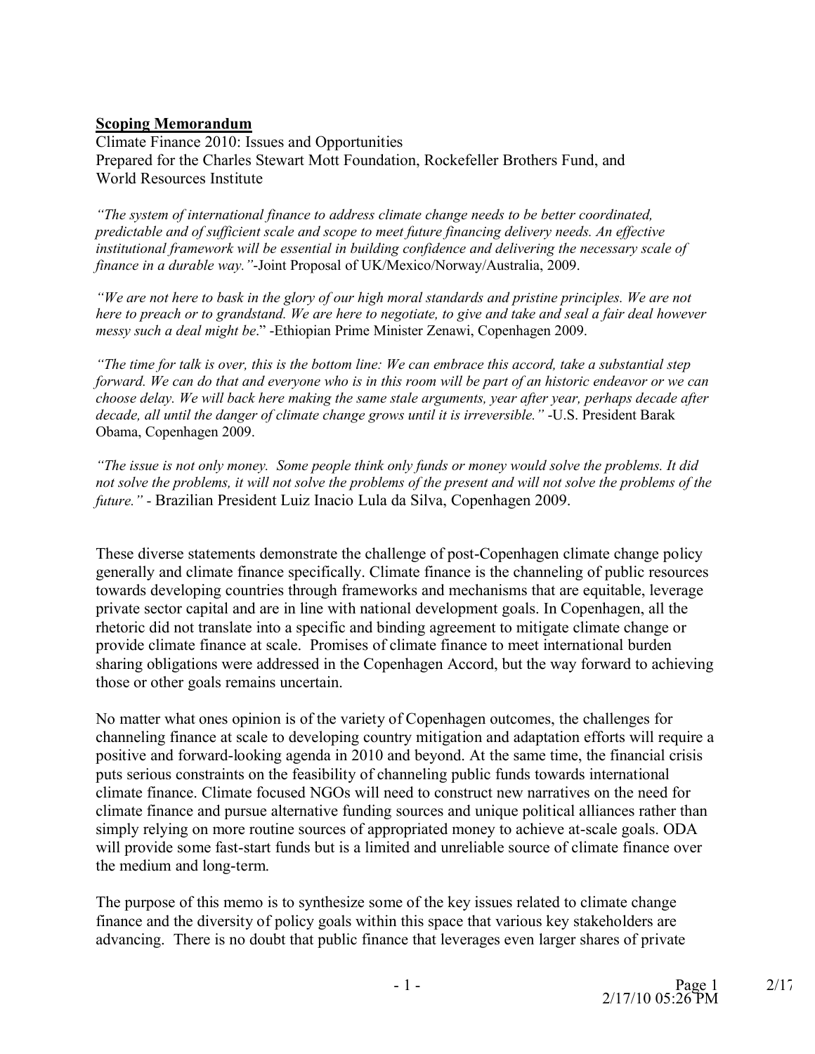**Scoping Memorandum**

Climate Finance 2010: Issues and Opportunities
Prepared for the Charles Stewart Mott Foundation, Rockefeller Brothers Fund, and World Resources Institute

*"The system of international finance to address climate change needs to be better coordinated, predictable and of sufficient scale and scope to meet future financing delivery needs. An effective institutional framework will be essential in building confidence and delivering the necessary scale of finance in a durable way."*-Joint Proposal of UK/Mexico/Norway/Australia, 2009.

*"We are not here to bask in the glory of our high moral standards and pristine principles. We are not here to preach or to grandstand. We are here to negotiate, to give and take and seal a fair deal however messy such a deal might be*." -Ethiopian Prime Minister Zenawi, Copenhagen 2009.

*"The time for talk is over, this is the bottom line: We can embrace this accord, take a substantial step forward. We can do that and everyone who is in this room will be part of an historic endeavor or we can choose delay. We will back here making the same stale arguments, year after year, perhaps decade after decade, all until the danger of climate change grows until it is irreversible."* -U.S. President Barak Obama, Copenhagen 2009.

*"The issue is not only money. Some people think only funds or money would solve the problems. It did not solve the problems, it will not solve the problems of the present and will not solve the problems of the future."* - Brazilian President Luiz Inacio Lula da Silva, Copenhagen 2009.

These diverse statements demonstrate the challenge of post-Copenhagen climate change policy generally and climate finance specifically. Climate finance is the channeling of public resources towards developing countries through frameworks and mechanisms that are equitable, leverage private sector capital and are in line with national development goals. In Copenhagen, all the rhetoric did not translate into a specific and binding agreement to mitigate climate change or provide climate finance at scale. Promises of climate finance to meet international burden sharing obligations were addressed in the Copenhagen Accord, but the way forward to achieving those or other goals remains uncertain.

No matter what ones opinion is of the variety of Copenhagen outcomes, the challenges for channeling finance at scale to developing country mitigation and adaptation efforts will require a positive and forward-looking agenda in 2010 and beyond. At the same time, the financial crisis puts serious constraints on the feasibility of channeling public funds towards international climate finance. Climate focused NGOs will need to construct new narratives on the need for climate finance and pursue alternative funding sources and unique political alliances rather than simply relying on more routine sources of appropriated money to achieve at-scale goals. ODA will provide some fast-start funds but is a limited and unreliable source of climate finance over the medium and long-term.

The purpose of this memo is to synthesize some of the key issues related to climate change finance and the diversity of policy goals within this space that various key stakeholders are advancing. There is no doubt that public finance that leverages even larger shares of private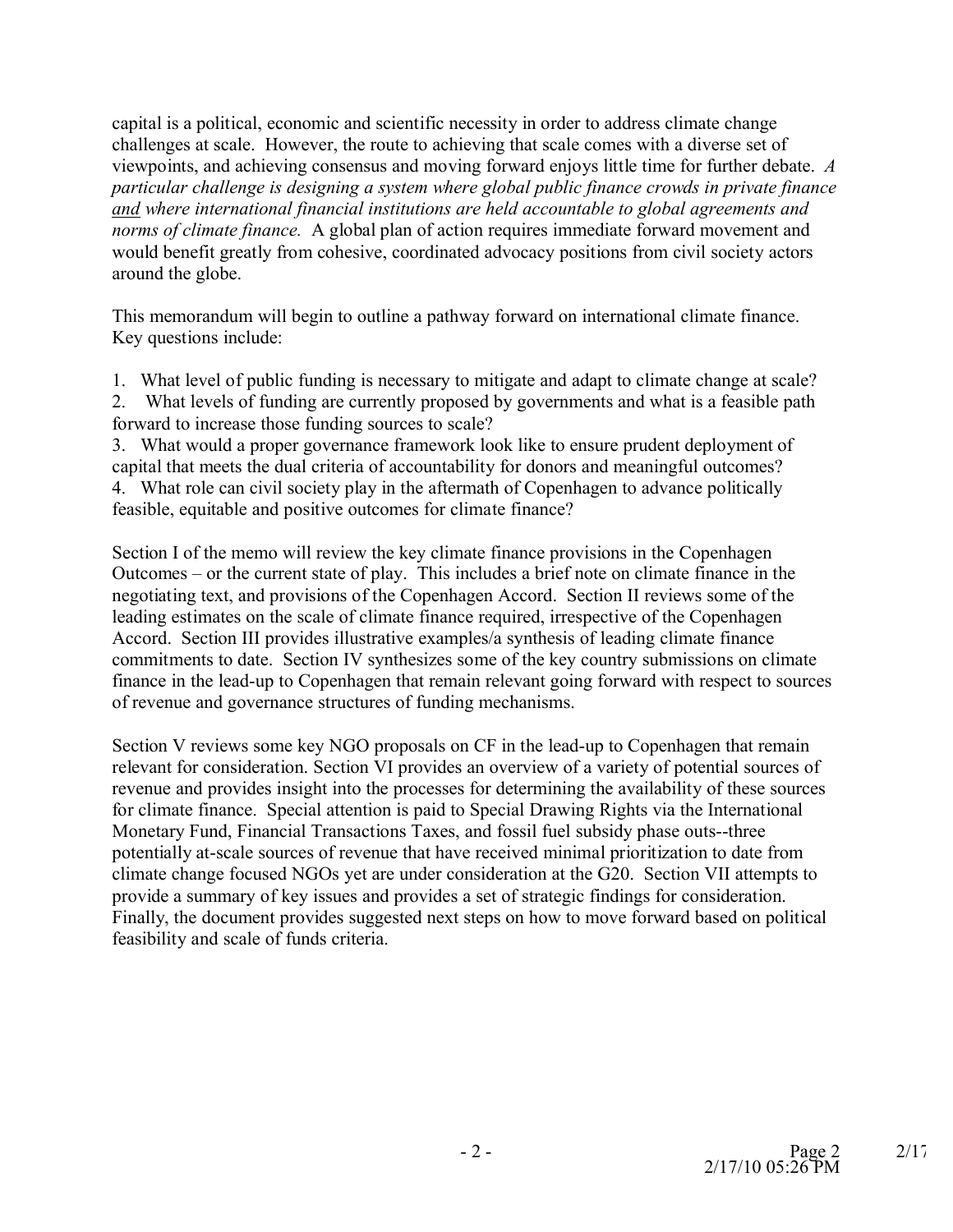capital is a political, economic and scientific necessity in order to address climate change challenges at scale. However, the route to achieving that scale comes with a diverse set of viewpoints, and achieving consensus and moving forward enjoys little time for further debate. *A particular challenge is designing a system where global public finance crowds in private finance <u>and</u> where international financial institutions are held accountable to global agreements and norms of climate finance.* A global plan of action requires immediate forward movement and would benefit greatly from cohesive, coordinated advocacy positions from civil society actors around the globe.

This memorandum will begin to outline a pathway forward on international climate finance. Key questions include:

1. What level of public funding is necessary to mitigate and adapt to climate change at scale?
2. What levels of funding are currently proposed by governments and what is a feasible path forward to increase those funding sources to scale?
3. What would a proper governance framework look like to ensure prudent deployment of capital that meets the dual criteria of accountability for donors and meaningful outcomes?
4. What role can civil society play in the aftermath of Copenhagen to advance politically feasible, equitable and positive outcomes for climate finance?

Section I of the memo will review the key climate finance provisions in the Copenhagen Outcomes – or the current state of play. This includes a brief note on climate finance in the negotiating text, and provisions of the Copenhagen Accord. Section II reviews some of the leading estimates on the scale of climate finance required, irrespective of the Copenhagen Accord. Section III provides illustrative examples/a synthesis of leading climate finance commitments to date. Section IV synthesizes some of the key country submissions on climate finance in the lead-up to Copenhagen that remain relevant going forward with respect to sources of revenue and governance structures of funding mechanisms.

Section V reviews some key NGO proposals on CF in the lead-up to Copenhagen that remain relevant for consideration. Section VI provides an overview of a variety of potential sources of revenue and provides insight into the processes for determining the availability of these sources for climate finance. Special attention is paid to Special Drawing Rights via the International Monetary Fund, Financial Transactions Taxes, and fossil fuel subsidy phase outs--three potentially at-scale sources of revenue that have received minimal prioritization to date from climate change focused NGOs yet are under consideration at the G20. Section VII attempts to provide a summary of key issues and provides a set of strategic findings for consideration. Finally, the document provides suggested next steps on how to move forward based on political feasibility and scale of funds criteria.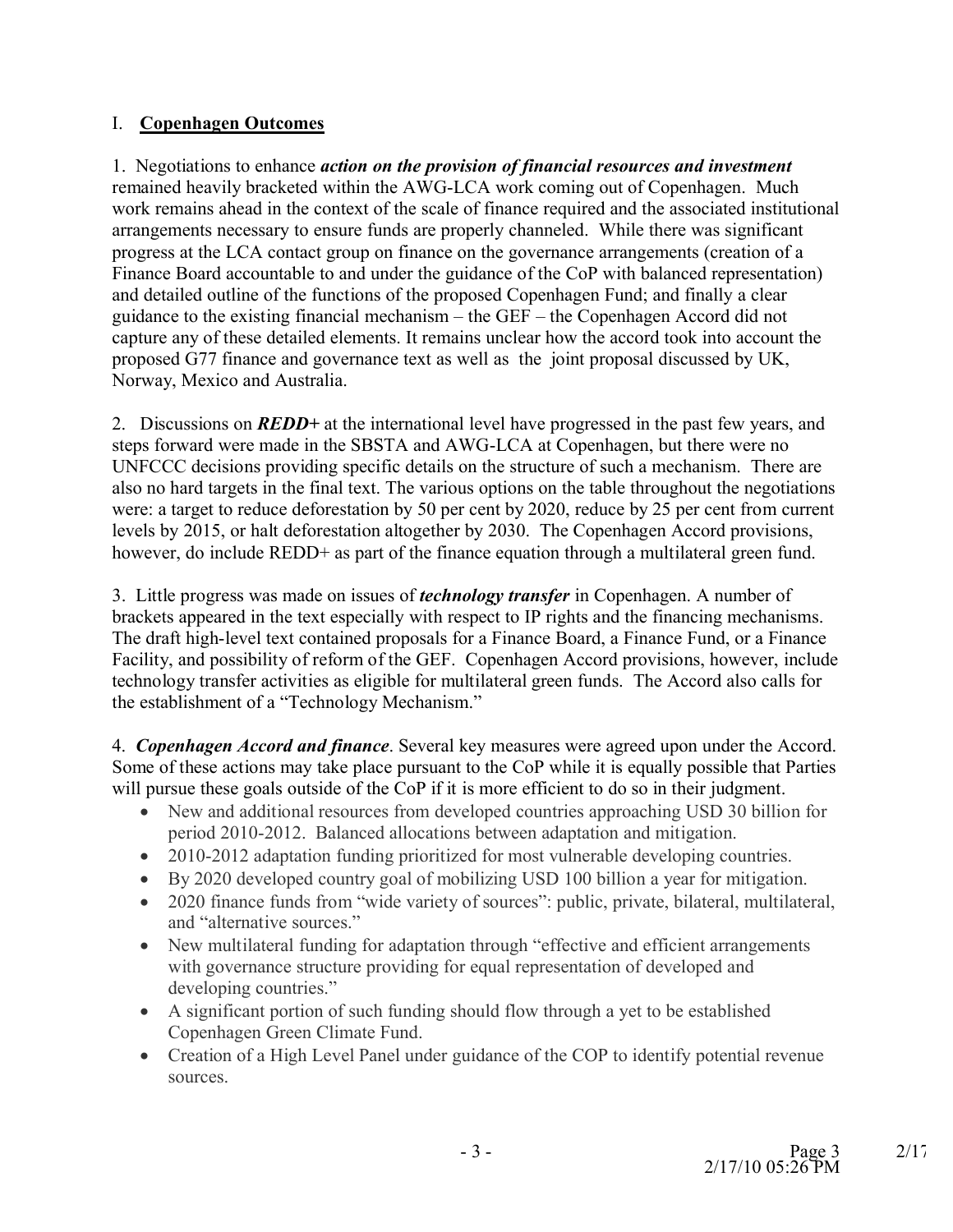## I. **Copenhagen Outcomes**

1. Negotiations to enhance ***action on the provision of financial resources and investment*** remained heavily bracketed within the AWG-LCA work coming out of Copenhagen. Much work remains ahead in the context of the scale of finance required and the associated institutional arrangements necessary to ensure funds are properly channeled. While there was significant progress at the LCA contact group on finance on the governance arrangements (creation of a Finance Board accountable to and under the guidance of the CoP with balanced representation) and detailed outline of the functions of the proposed Copenhagen Fund; and finally a clear guidance to the existing financial mechanism – the GEF – the Copenhagen Accord did not capture any of these detailed elements. It remains unclear how the accord took into account the proposed G77 finance and governance text as well as the joint proposal discussed by UK, Norway, Mexico and Australia.

2. Discussions on ***REDD+*** at the international level have progressed in the past few years, and steps forward were made in the SBSTA and AWG-LCA at Copenhagen, but there were no UNFCCC decisions providing specific details on the structure of such a mechanism. There are also no hard targets in the final text. The various options on the table throughout the negotiations were: a target to reduce deforestation by 50 per cent by 2020, reduce by 25 per cent from current levels by 2015, or halt deforestation altogether by 2030. The Copenhagen Accord provisions, however, do include REDD+ as part of the finance equation through a multilateral green fund.

3. Little progress was made on issues of ***technology transfer*** in Copenhagen. A number of brackets appeared in the text especially with respect to IP rights and the financing mechanisms. The draft high-level text contained proposals for a Finance Board, a Finance Fund, or a Finance Facility, and possibility of reform of the GEF. Copenhagen Accord provisions, however, include technology transfer activities as eligible for multilateral green funds. The Accord also calls for the establishment of a "Technology Mechanism."

4. ***Copenhagen Accord and finance***. Several key measures were agreed upon under the Accord. Some of these actions may take place pursuant to the CoP while it is equally possible that Parties will pursue these goals outside of the CoP if it is more efficient to do so in their judgment.

- New and additional resources from developed countries approaching USD 30 billion for period 2010-2012. Balanced allocations between adaptation and mitigation.
- 2010-2012 adaptation funding prioritized for most vulnerable developing countries.
- By 2020 developed country goal of mobilizing USD 100 billion a year for mitigation.
- 2020 finance funds from "wide variety of sources": public, private, bilateral, multilateral, and "alternative sources."
- New multilateral funding for adaptation through "effective and efficient arrangements with governance structure providing for equal representation of developed and developing countries."
- A significant portion of such funding should flow through a yet to be established Copenhagen Green Climate Fund.
- Creation of a High Level Panel under guidance of the COP to identify potential revenue sources.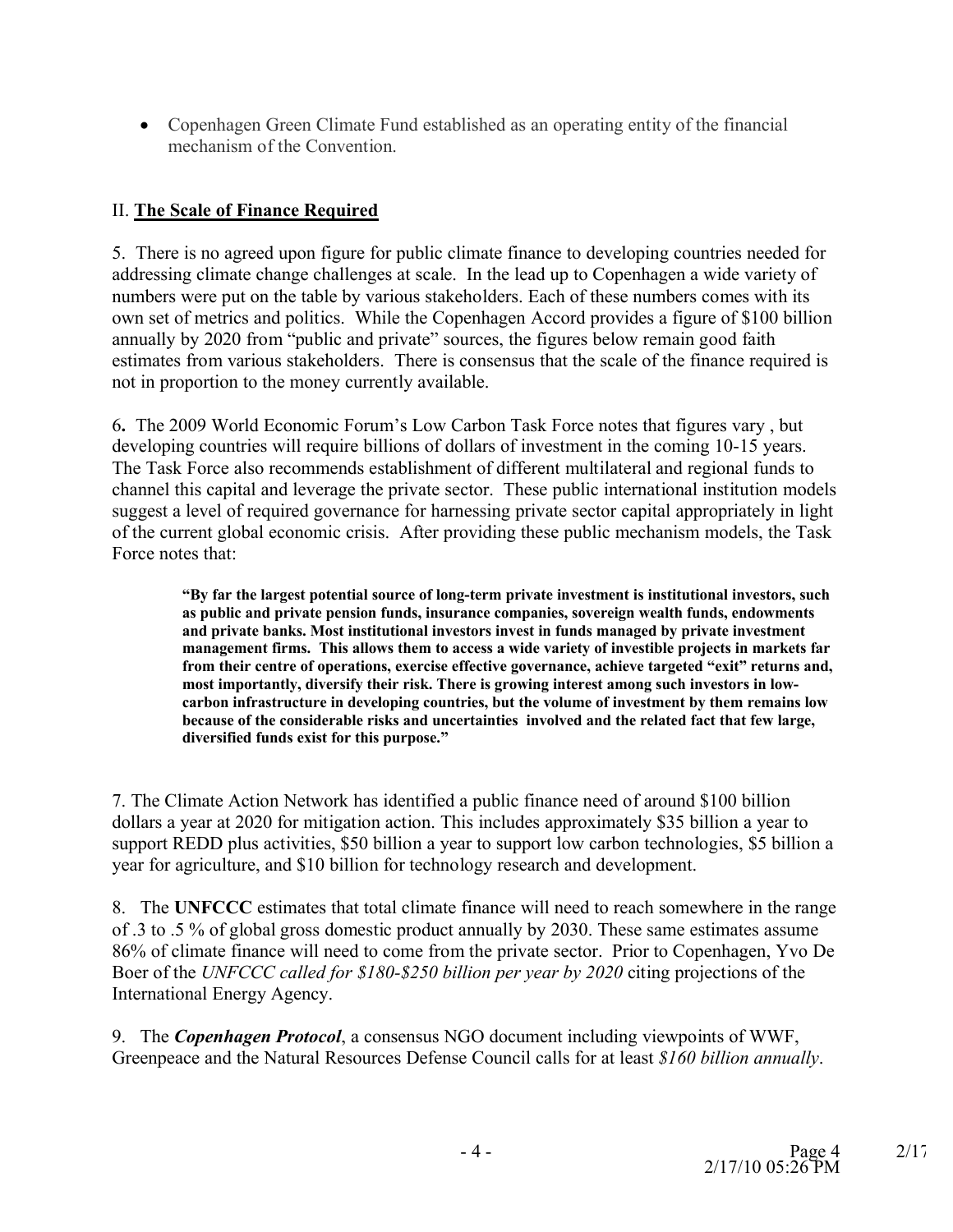- Copenhagen Green Climate Fund established as an operating entity of the financial mechanism of the Convention.

## II. **The Scale of Finance Required**

5. There is no agreed upon figure for public climate finance to developing countries needed for addressing climate change challenges at scale. In the lead up to Copenhagen a wide variety of numbers were put on the table by various stakeholders. Each of these numbers comes with its own set of metrics and politics. While the Copenhagen Accord provides a figure of $100 billion annually by 2020 from "public and private" sources, the figures below remain good faith estimates from various stakeholders. There is consensus that the scale of the finance required is not in proportion to the money currently available.

6**.** The 2009 World Economic Forum's Low Carbon Task Force notes that figures vary , but developing countries will require billions of dollars of investment in the coming 10-15 years. The Task Force also recommends establishment of different multilateral and regional funds to channel this capital and leverage the private sector. These public international institution models suggest a level of required governance for harnessing private sector capital appropriately in light of the current global economic crisis. After providing these public mechanism models, the Task Force notes that:

> **"By far the largest potential source of long-term private investment is institutional investors, such as public and private pension funds, insurance companies, sovereign wealth funds, endowments and private banks. Most institutional investors invest in funds managed by private investment management firms. This allows them to access a wide variety of investible projects in markets far from their centre of operations, exercise effective governance, achieve targeted "exit" returns and, most importantly, diversify their risk. There is growing interest among such investors in low-carbon infrastructure in developing countries, but the volume of investment by them remains low because of the considerable risks and uncertainties involved and the related fact that few large, diversified funds exist for this purpose."**

7. The Climate Action Network has identified a public finance need of around $100 billion dollars a year at 2020 for mitigation action. This includes approximately $35 billion a year to support REDD plus activities, $50 billion a year to support low carbon technologies, $5 billion a year for agriculture, and $10 billion for technology research and development.

8. The **UNFCCC** estimates that total climate finance will need to reach somewhere in the range of .3 to .5 % of global gross domestic product annually by 2030. These same estimates assume 86% of climate finance will need to come from the private sector. Prior to Copenhagen, Yvo De Boer of the *UNFCCC called for $180-$250 billion per year by 2020* citing projections of the International Energy Agency.

9. The ***Copenhagen Protocol***, a consensus NGO document including viewpoints of WWF, Greenpeace and the Natural Resources Defense Council calls for at least *$160 billion annually*.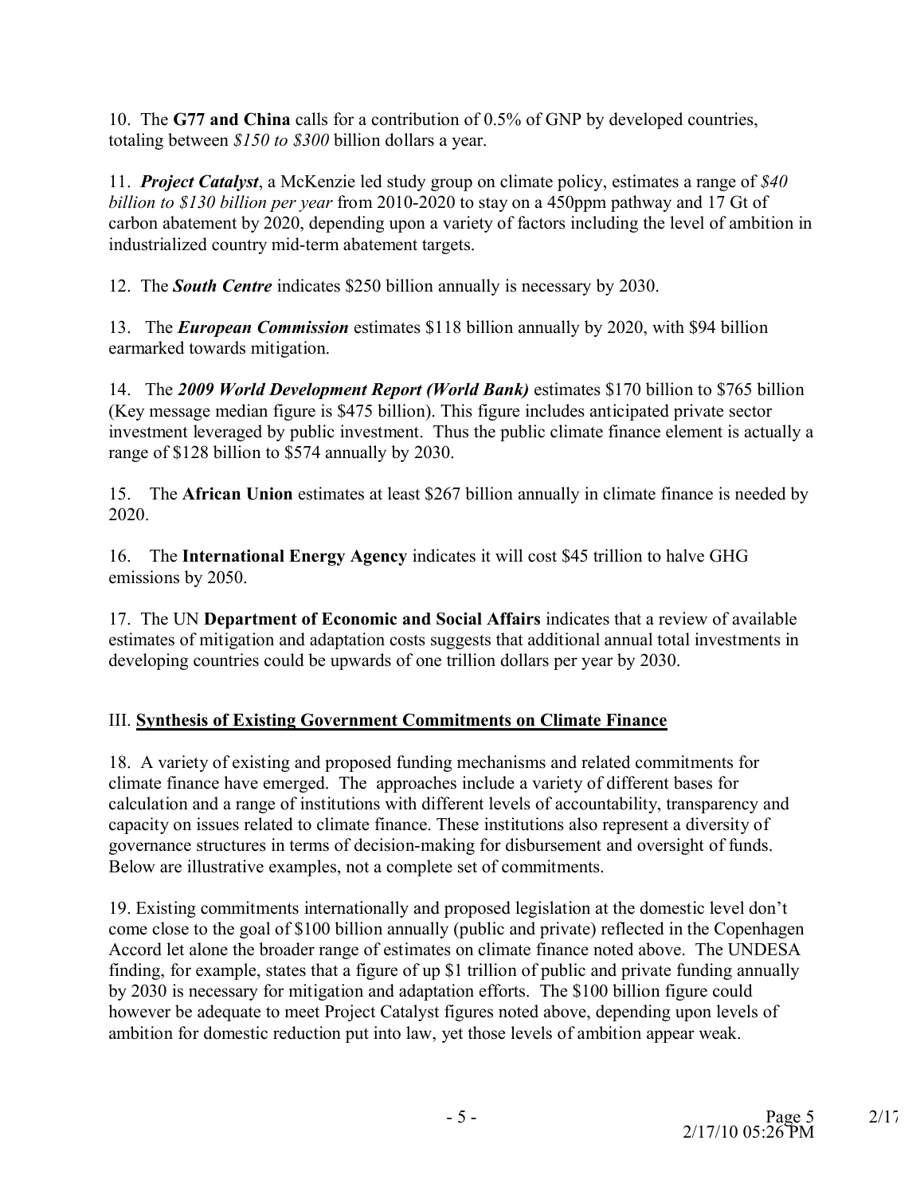10. The **G77 and China** calls for a contribution of 0.5% of GNP by developed countries, totaling between *$150 to $300* billion dollars a year.

11. ***Project Catalyst***, a McKenzie led study group on climate policy, estimates a range of *$40 billion to $130 billion per year* from 2010-2020 to stay on a 450ppm pathway and 17 Gt of carbon abatement by 2020, depending upon a variety of factors including the level of ambition in industrialized country mid-term abatement targets.

12. The ***South Centre*** indicates $250 billion annually is necessary by 2030.

13. The ***European Commission*** estimates $118 billion annually by 2020, with $94 billion earmarked towards mitigation.

14. The ***2009 World Development Report (World Bank)*** estimates $170 billion to $765 billion (Key message median figure is $475 billion). This figure includes anticipated private sector investment leveraged by public investment. Thus the public climate finance element is actually a range of $128 billion to $574 annually by 2030.

15. The **African Union** estimates at least $267 billion annually in climate finance is needed by 2020.

16. The **International Energy Agency** indicates it will cost $45 trillion to halve GHG emissions by 2050.

17. The UN **Department of Economic and Social Affairs** indicates that a review of available estimates of mitigation and adaptation costs suggests that additional annual total investments in developing countries could be upwards of one trillion dollars per year by 2030.

## III. **Synthesis of Existing Government Commitments on Climate Finance**

18. A variety of existing and proposed funding mechanisms and related commitments for climate finance have emerged. The approaches include a variety of different bases for calculation and a range of institutions with different levels of accountability, transparency and capacity on issues related to climate finance. These institutions also represent a diversity of governance structures in terms of decision-making for disbursement and oversight of funds. Below are illustrative examples, not a complete set of commitments.

19. Existing commitments internationally and proposed legislation at the domestic level don't come close to the goal of $100 billion annually (public and private) reflected in the Copenhagen Accord let alone the broader range of estimates on climate finance noted above. The UNDESA finding, for example, states that a figure of up $1 trillion of public and private funding annually by 2030 is necessary for mitigation and adaptation efforts. The $100 billion figure could however be adequate to meet Project Catalyst figures noted above, depending upon levels of ambition for domestic reduction put into law, yet those levels of ambition appear weak.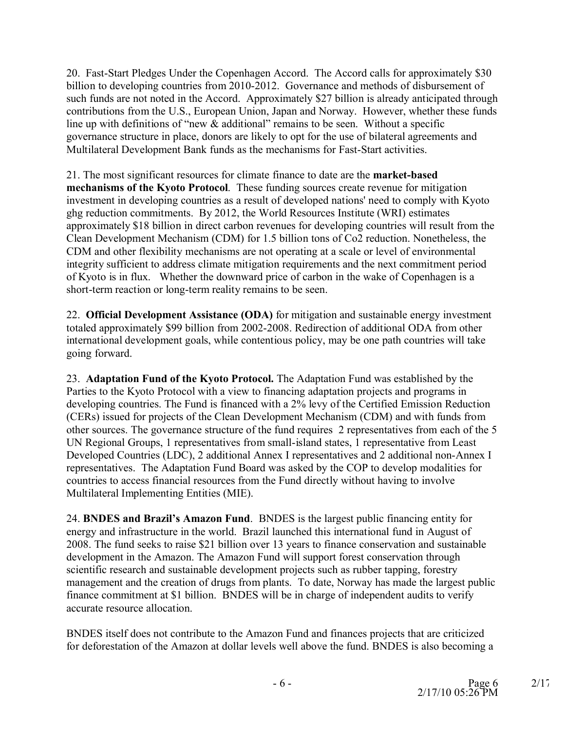20. Fast-Start Pledges Under the Copenhagen Accord. The Accord calls for approximately $30 billion to developing countries from 2010-2012. Governance and methods of disbursement of such funds are not noted in the Accord. Approximately $27 billion is already anticipated through contributions from the U.S., European Union, Japan and Norway. However, whether these funds line up with definitions of "new & additional" remains to be seen. Without a specific governance structure in place, donors are likely to opt for the use of bilateral agreements and Multilateral Development Bank funds as the mechanisms for Fast-Start activities.

21. The most significant resources for climate finance to date are the **market-based mechanisms of the Kyoto Protocol**. These funding sources create revenue for mitigation investment in developing countries as a result of developed nations' need to comply with Kyoto ghg reduction commitments. By 2012, the World Resources Institute (WRI) estimates approximately $18 billion in direct carbon revenues for developing countries will result from the Clean Development Mechanism (CDM) for 1.5 billion tons of Co2 reduction. Nonetheless, the CDM and other flexibility mechanisms are not operating at a scale or level of environmental integrity sufficient to address climate mitigation requirements and the next commitment period of Kyoto is in flux. Whether the downward price of carbon in the wake of Copenhagen is a short-term reaction or long-term reality remains to be seen.

22. **Official Development Assistance (ODA)** for mitigation and sustainable energy investment totaled approximately $99 billion from 2002-2008. Redirection of additional ODA from other international development goals, while contentious policy, may be one path countries will take going forward.

23. **Adaptation Fund of the Kyoto Protocol.** The Adaptation Fund was established by the Parties to the Kyoto Protocol with a view to financing adaptation projects and programs in developing countries. The Fund is financed with a 2% levy of the Certified Emission Reduction (CERs) issued for projects of the Clean Development Mechanism (CDM) and with funds from other sources. The governance structure of the fund requires 2 representatives from each of the 5 UN Regional Groups, 1 representatives from small-island states, 1 representative from Least Developed Countries (LDC), 2 additional Annex I representatives and 2 additional non-Annex I representatives. The Adaptation Fund Board was asked by the COP to develop modalities for countries to access financial resources from the Fund directly without having to involve Multilateral Implementing Entities (MIE).

24. **BNDES and Brazil's Amazon Fund**. BNDES is the largest public financing entity for energy and infrastructure in the world. Brazil launched this international fund in August of 2008. The fund seeks to raise $21 billion over 13 years to finance conservation and sustainable development in the Amazon. The Amazon Fund will support forest conservation through scientific research and sustainable development projects such as rubber tapping, forestry management and the creation of drugs from plants. To date, Norway has made the largest public finance commitment at $1 billion. BNDES will be in charge of independent audits to verify accurate resource allocation.

BNDES itself does not contribute to the Amazon Fund and finances projects that are criticized for deforestation of the Amazon at dollar levels well above the fund. BNDES is also becoming a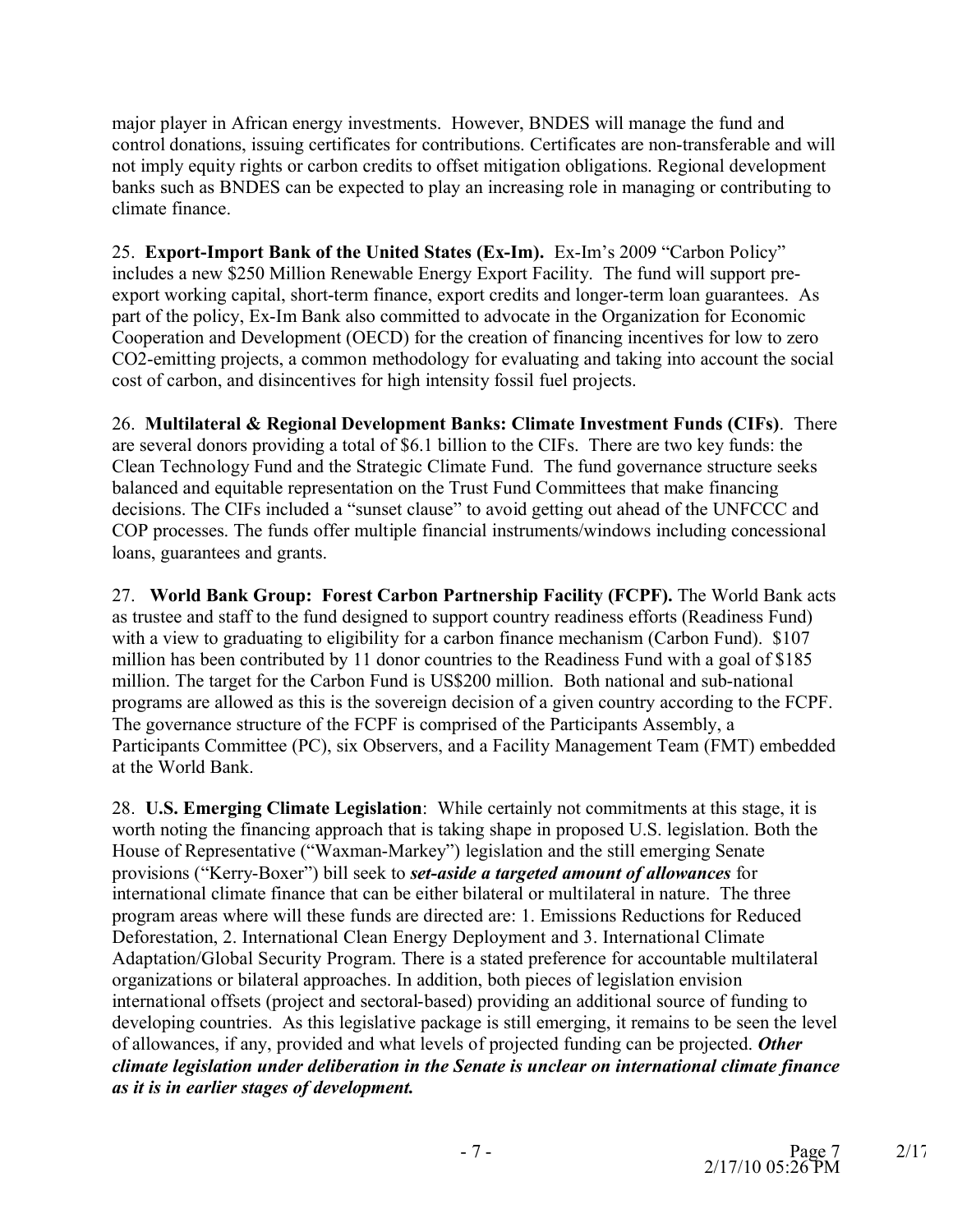major player in African energy investments. However, BNDES will manage the fund and control donations, issuing certificates for contributions. Certificates are non-transferable and will not imply equity rights or carbon credits to offset mitigation obligations. Regional development banks such as BNDES can be expected to play an increasing role in managing or contributing to climate finance.

25. **Export-Import Bank of the United States (Ex-Im).** Ex-Im's 2009 "Carbon Policy" includes a new $250 Million Renewable Energy Export Facility. The fund will support pre-export working capital, short-term finance, export credits and longer-term loan guarantees. As part of the policy, Ex-Im Bank also committed to advocate in the Organization for Economic Cooperation and Development (OECD) for the creation of financing incentives for low to zero CO2-emitting projects, a common methodology for evaluating and taking into account the social cost of carbon, and disincentives for high intensity fossil fuel projects.

26. **Multilateral & Regional Development Banks: Climate Investment Funds (CIFs)**. There are several donors providing a total of $6.1 billion to the CIFs. There are two key funds: the Clean Technology Fund and the Strategic Climate Fund. The fund governance structure seeks balanced and equitable representation on the Trust Fund Committees that make financing decisions. The CIFs included a "sunset clause" to avoid getting out ahead of the UNFCCC and COP processes. The funds offer multiple financial instruments/windows including concessional loans, guarantees and grants.

27. **World Bank Group: Forest Carbon Partnership Facility (FCPF).** The World Bank acts as trustee and staff to the fund designed to support country readiness efforts (Readiness Fund) with a view to graduating to eligibility for a carbon finance mechanism (Carbon Fund). $107 million has been contributed by 11 donor countries to the Readiness Fund with a goal of $185 million. The target for the Carbon Fund is US$200 million. Both national and sub-national programs are allowed as this is the sovereign decision of a given country according to the FCPF. The governance structure of the FCPF is comprised of the Participants Assembly, a Participants Committee (PC), six Observers, and a Facility Management Team (FMT) embedded at the World Bank.

28. **U.S. Emerging Climate Legislation**: While certainly not commitments at this stage, it is worth noting the financing approach that is taking shape in proposed U.S. legislation. Both the House of Representative ("Waxman-Markey") legislation and the still emerging Senate provisions ("Kerry-Boxer") bill seek to ***set-aside a targeted amount of allowances*** for international climate finance that can be either bilateral or multilateral in nature. The three program areas where will these funds are directed are: 1. Emissions Reductions for Reduced Deforestation, 2. International Clean Energy Deployment and 3. International Climate Adaptation/Global Security Program. There is a stated preference for accountable multilateral organizations or bilateral approaches. In addition, both pieces of legislation envision international offsets (project and sectoral-based) providing an additional source of funding to developing countries. As this legislative package is still emerging, it remains to be seen the level of allowances, if any, provided and what levels of projected funding can be projected. ***Other climate legislation under deliberation in the Senate is unclear on international climate finance as it is in earlier stages of development.***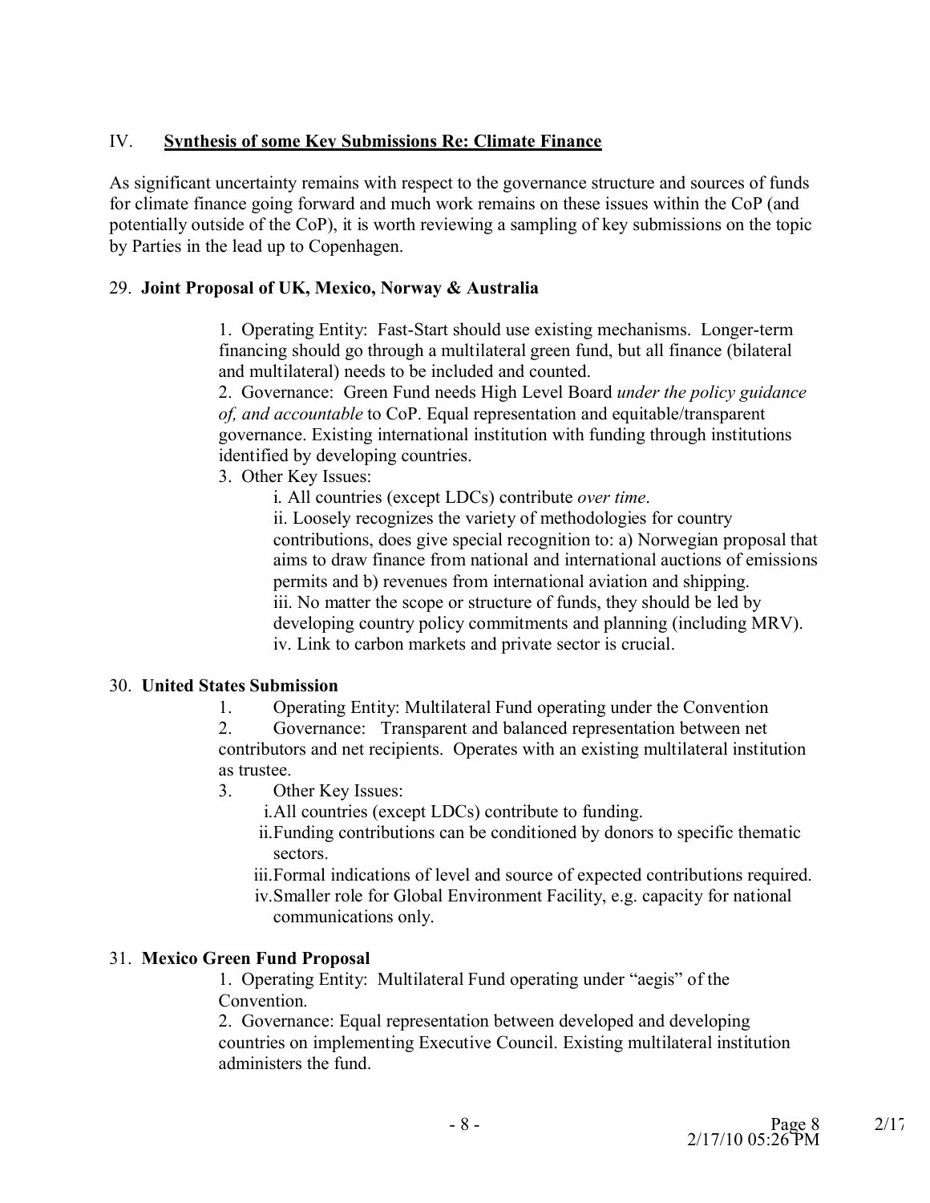## IV. **Synthesis of some Key Submissions Re: Climate Finance**

As significant uncertainty remains with respect to the governance structure and sources of funds for climate finance going forward and much work remains on these issues within the CoP (and potentially outside of the CoP), it is worth reviewing a sampling of key submissions on the topic by Parties in the lead up to Copenhagen.

29. **Joint Proposal of UK, Mexico, Norway & Australia**

   1. Operating Entity: Fast-Start should use existing mechanisms. Longer-term financing should go through a multilateral green fund, but all finance (bilateral and multilateral) needs to be included and counted.
   2. Governance: Green Fund needs High Level Board *under the policy guidance of, and accountable* to CoP. Equal representation and equitable/transparent governance. Existing international institution with funding through institutions identified by developing countries.
   3. Other Key Issues:
      i. All countries (except LDCs) contribute *over time*.
      ii. Loosely recognizes the variety of methodologies for country contributions, does give special recognition to: a) Norwegian proposal that aims to draw finance from national and international auctions of emissions permits and b) revenues from international aviation and shipping.
      iii. No matter the scope or structure of funds, they should be led by developing country policy commitments and planning (including MRV).
      iv. Link to carbon markets and private sector is crucial.

30. **United States Submission**

   1. Operating Entity: Multilateral Fund operating under the Convention
   2. Governance: Transparent and balanced representation between net contributors and net recipients. Operates with an existing multilateral institution as trustee.
   3. Other Key Issues:
      i. All countries (except LDCs) contribute to funding.
      ii. Funding contributions can be conditioned by donors to specific thematic sectors.
      iii. Formal indications of level and source of expected contributions required.
      iv. Smaller role for Global Environment Facility, e.g. capacity for national communications only.

31. **Mexico Green Fund Proposal**

   1. Operating Entity: Multilateral Fund operating under "aegis" of the Convention.
   2. Governance: Equal representation between developed and developing countries on implementing Executive Council. Existing multilateral institution administers the fund.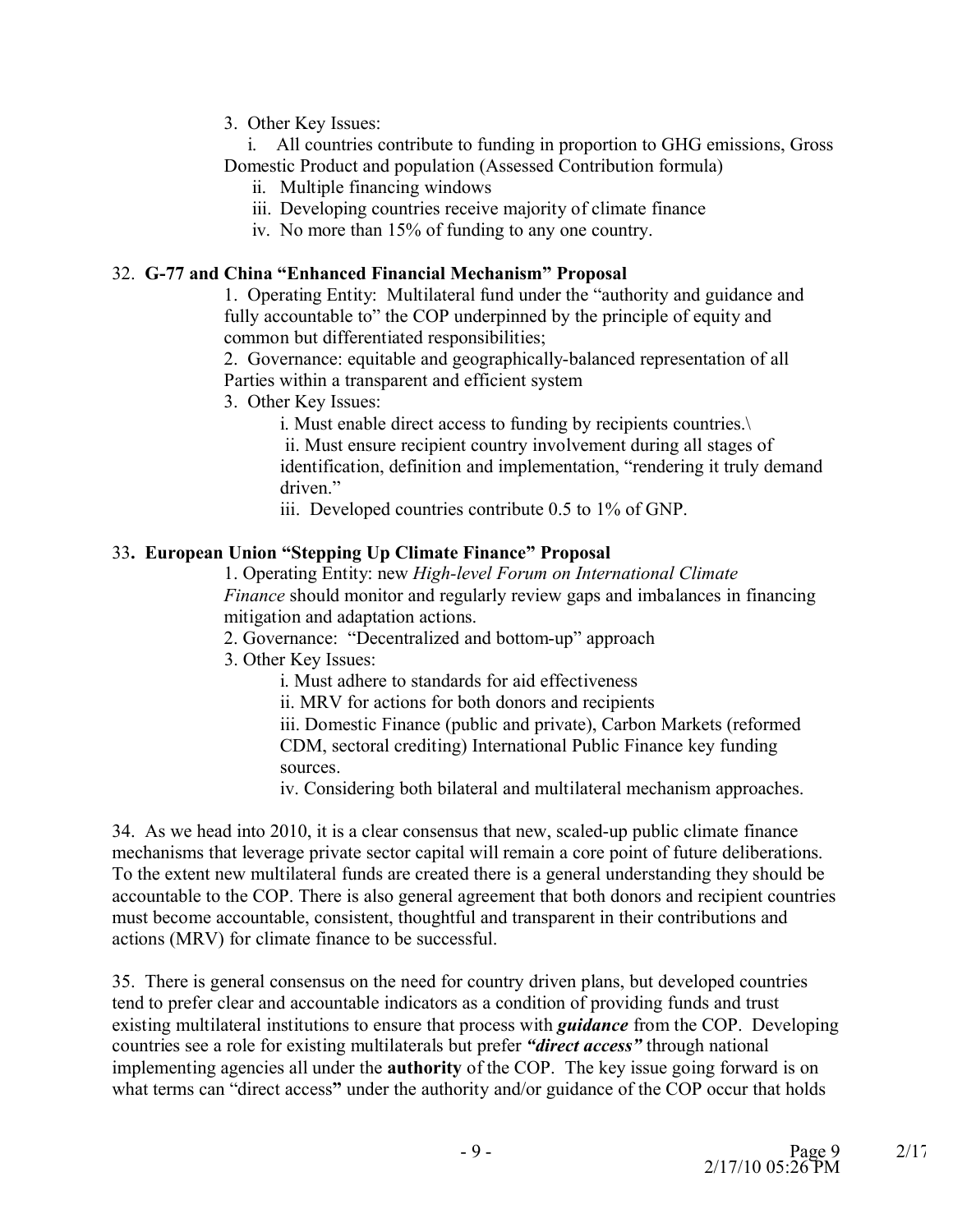3. Other Key Issues:

   i. All countries contribute to funding in proportion to GHG emissions, Gross Domestic Product and population (Assessed Contribution formula)

   ii. Multiple financing windows

   iii. Developing countries receive majority of climate finance

   iv. No more than 15% of funding to any one country.

32. **G-77 and China "Enhanced Financial Mechanism" Proposal**

   1. Operating Entity: Multilateral fund under the "authority and guidance and fully accountable to" the COP underpinned by the principle of equity and common but differentiated responsibilities;

   2. Governance: equitable and geographically-balanced representation of all Parties within a transparent and efficient system

   3. Other Key Issues:

      i. Must enable direct access to funding by recipients countries.\

      ii. Must ensure recipient country involvement during all stages of identification, definition and implementation, "rendering it truly demand driven."

      iii. Developed countries contribute 0.5 to 1% of GNP.

33. **European Union "Stepping Up Climate Finance" Proposal**

   1. Operating Entity: new *High-level Forum on International Climate Finance* should monitor and regularly review gaps and imbalances in financing mitigation and adaptation actions.

   2. Governance: "Decentralized and bottom-up" approach

   3. Other Key Issues:

      i. Must adhere to standards for aid effectiveness

      ii. MRV for actions for both donors and recipients

      iii. Domestic Finance (public and private), Carbon Markets (reformed CDM, sectoral crediting) International Public Finance key funding sources.

      iv. Considering both bilateral and multilateral mechanism approaches.

34. As we head into 2010, it is a clear consensus that new, scaled-up public climate finance mechanisms that leverage private sector capital will remain a core point of future deliberations. To the extent new multilateral funds are created there is a general understanding they should be accountable to the COP. There is also general agreement that both donors and recipient countries must become accountable, consistent, thoughtful and transparent in their contributions and actions (MRV) for climate finance to be successful.

35. There is general consensus on the need for country driven plans, but developed countries tend to prefer clear and accountable indicators as a condition of providing funds and trust existing multilateral institutions to ensure that process with ***guidance*** from the COP. Developing countries see a role for existing multilaterals but prefer ***"direct access"*** through national implementing agencies all under the **authority** of the COP. The key issue going forward is on what terms can "direct access**"** under the authority and/or guidance of the COP occur that holds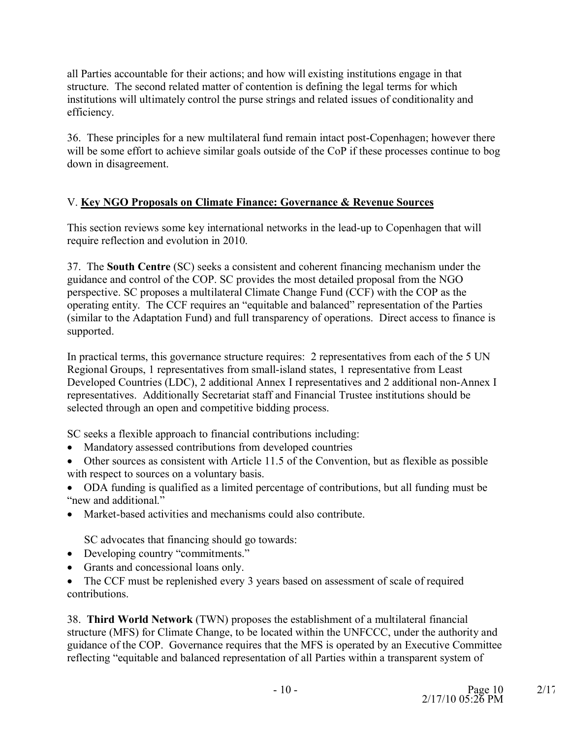all Parties accountable for their actions; and how will existing institutions engage in that structure. The second related matter of contention is defining the legal terms for which institutions will ultimately control the purse strings and related issues of conditionality and efficiency.

36. These principles for a new multilateral fund remain intact post-Copenhagen; however there will be some effort to achieve similar goals outside of the CoP if these processes continue to bog down in disagreement.

## V. Key NGO Proposals on Climate Finance: Governance & Revenue Sources

This section reviews some key international networks in the lead-up to Copenhagen that will require reflection and evolution in 2010.

37. The **South Centre** (SC) seeks a consistent and coherent financing mechanism under the guidance and control of the COP. SC provides the most detailed proposal from the NGO perspective. SC proposes a multilateral Climate Change Fund (CCF) with the COP as the operating entity. The CCF requires an "equitable and balanced" representation of the Parties (similar to the Adaptation Fund) and full transparency of operations. Direct access to finance is supported.

In practical terms, this governance structure requires: 2 representatives from each of the 5 UN Regional Groups, 1 representatives from small-island states, 1 representative from Least Developed Countries (LDC), 2 additional Annex I representatives and 2 additional non-Annex I representatives. Additionally Secretariat staff and Financial Trustee institutions should be selected through an open and competitive bidding process.

SC seeks a flexible approach to financial contributions including:

- Mandatory assessed contributions from developed countries
- Other sources as consistent with Article 11.5 of the Convention, but as flexible as possible with respect to sources on a voluntary basis.
- ODA funding is qualified as a limited percentage of contributions, but all funding must be "new and additional."
- Market-based activities and mechanisms could also contribute.

SC advocates that financing should go towards:

- Developing country "commitments."
- Grants and concessional loans only.
- The CCF must be replenished every 3 years based on assessment of scale of required contributions.

38. **Third World Network** (TWN) proposes the establishment of a multilateral financial structure (MFS) for Climate Change, to be located within the UNFCCC, under the authority and guidance of the COP. Governance requires that the MFS is operated by an Executive Committee reflecting "equitable and balanced representation of all Parties within a transparent system of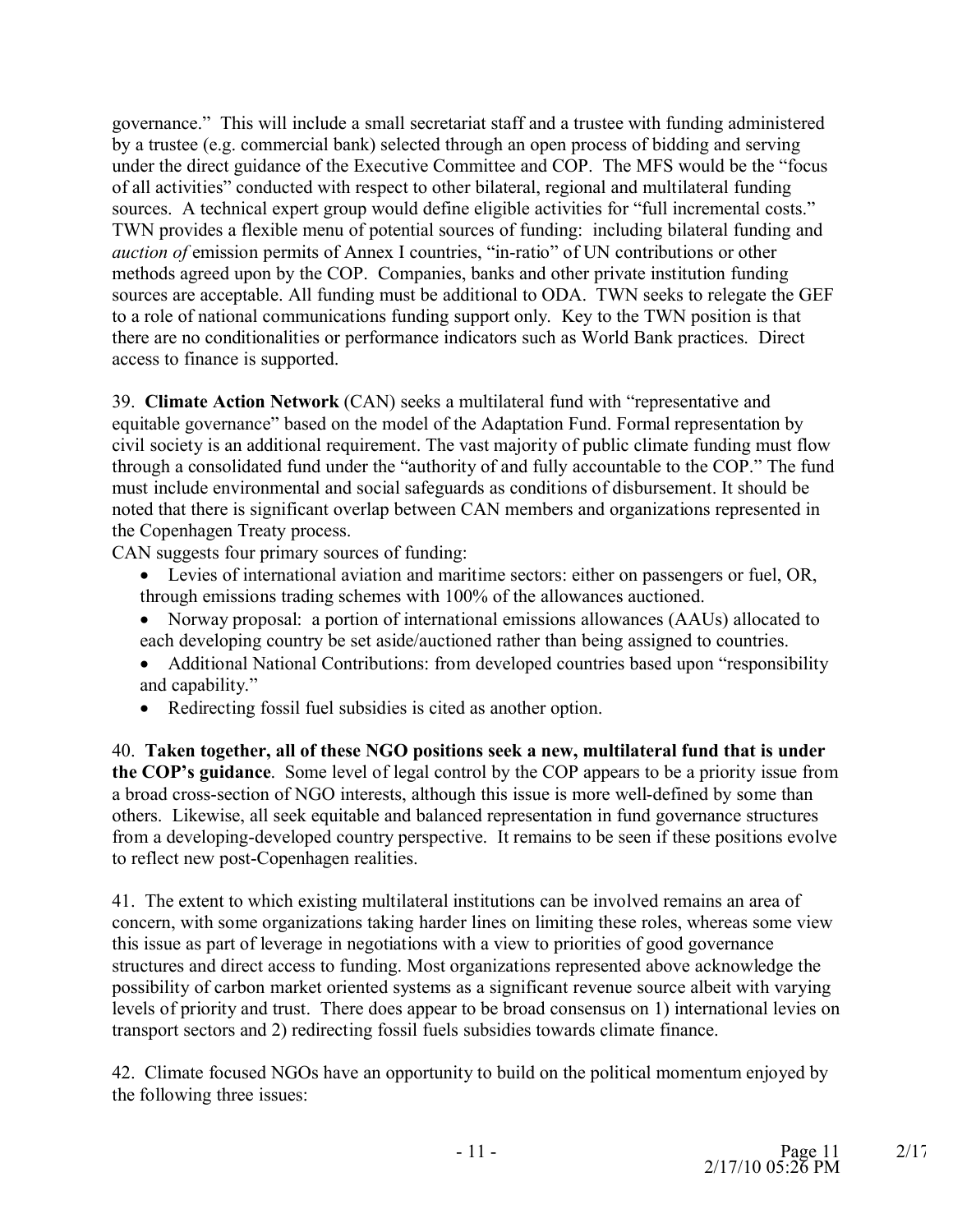governance." This will include a small secretariat staff and a trustee with funding administered by a trustee (e.g. commercial bank) selected through an open process of bidding and serving under the direct guidance of the Executive Committee and COP. The MFS would be the "focus of all activities" conducted with respect to other bilateral, regional and multilateral funding sources. A technical expert group would define eligible activities for "full incremental costs." TWN provides a flexible menu of potential sources of funding: including bilateral funding and *auction of* emission permits of Annex I countries, "in-ratio" of UN contributions or other methods agreed upon by the COP. Companies, banks and other private institution funding sources are acceptable. All funding must be additional to ODA. TWN seeks to relegate the GEF to a role of national communications funding support only. Key to the TWN position is that there are no conditionalities or performance indicators such as World Bank practices. Direct access to finance is supported.

39. **Climate Action Network** (CAN) seeks a multilateral fund with "representative and equitable governance" based on the model of the Adaptation Fund. Formal representation by civil society is an additional requirement. The vast majority of public climate funding must flow through a consolidated fund under the "authority of and fully accountable to the COP." The fund must include environmental and social safeguards as conditions of disbursement. It should be noted that there is significant overlap between CAN members and organizations represented in the Copenhagen Treaty process.

CAN suggests four primary sources of funding:

- Levies of international aviation and maritime sectors: either on passengers or fuel, OR, through emissions trading schemes with 100% of the allowances auctioned.
- Norway proposal: a portion of international emissions allowances (AAUs) allocated to each developing country be set aside/auctioned rather than being assigned to countries.
- Additional National Contributions: from developed countries based upon "responsibility and capability."
- Redirecting fossil fuel subsidies is cited as another option.

40. **Taken together, all of these NGO positions seek a new, multilateral fund that is under the COP's guidance**. Some level of legal control by the COP appears to be a priority issue from a broad cross-section of NGO interests, although this issue is more well-defined by some than others. Likewise, all seek equitable and balanced representation in fund governance structures from a developing-developed country perspective. It remains to be seen if these positions evolve to reflect new post-Copenhagen realities.

41. The extent to which existing multilateral institutions can be involved remains an area of concern, with some organizations taking harder lines on limiting these roles, whereas some view this issue as part of leverage in negotiations with a view to priorities of good governance structures and direct access to funding. Most organizations represented above acknowledge the possibility of carbon market oriented systems as a significant revenue source albeit with varying levels of priority and trust. There does appear to be broad consensus on 1) international levies on transport sectors and 2) redirecting fossil fuels subsidies towards climate finance.

42. Climate focused NGOs have an opportunity to build on the political momentum enjoyed by the following three issues: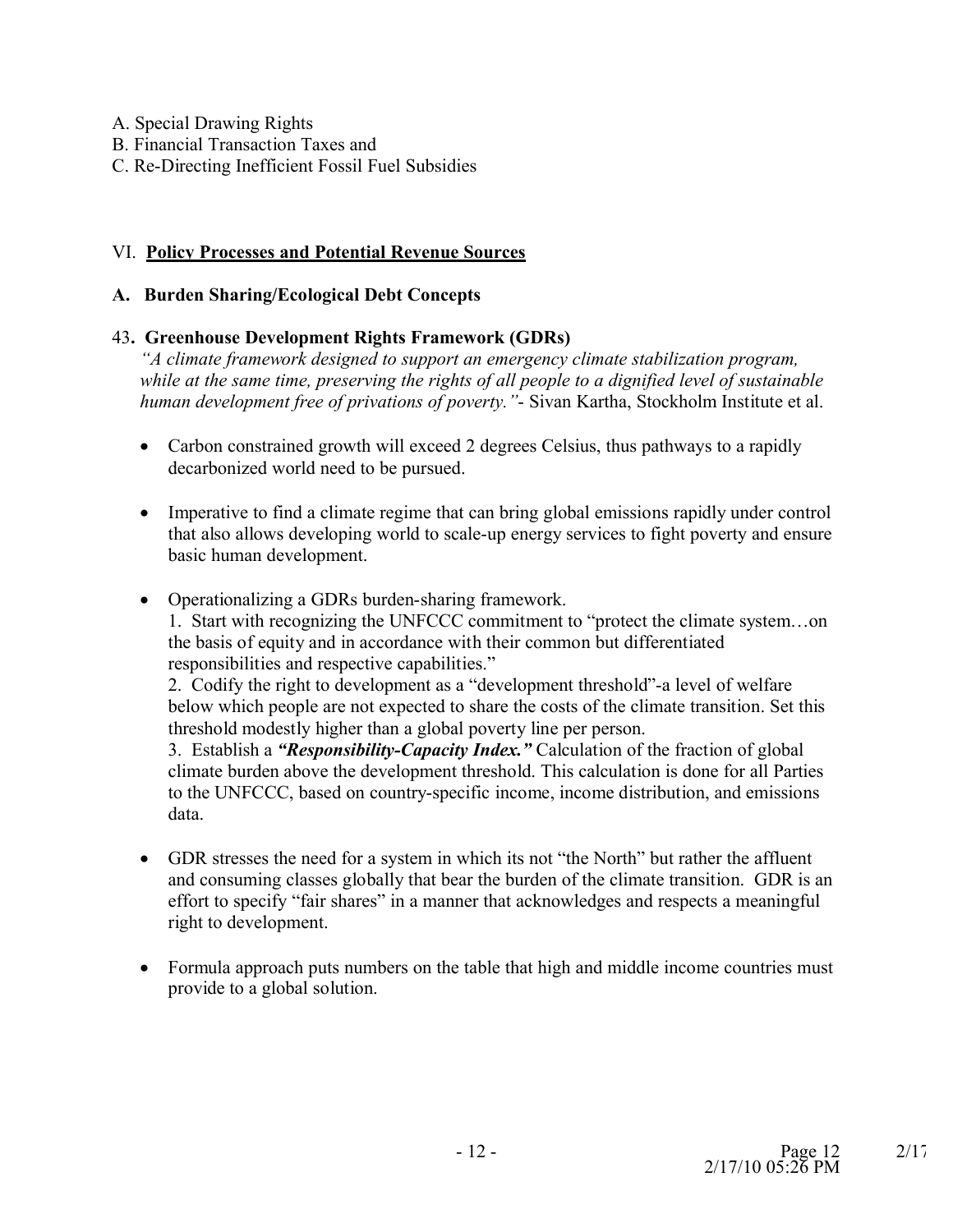A. Special Drawing Rights
B. Financial Transaction Taxes and
C. Re-Directing Inefficient Fossil Fuel Subsidies

## VI. <u>**Policy Processes and Potential Revenue Sources**</u>

### A. Burden Sharing/Ecological Debt Concepts

#### 43. Greenhouse Development Rights Framework (GDRs)

*"A climate framework designed to support an emergency climate stabilization program, while at the same time, preserving the rights of all people to a dignified level of sustainable human development free of privations of poverty."*- Sivan Kartha, Stockholm Institute et al.

- Carbon constrained growth will exceed 2 degrees Celsius, thus pathways to a rapidly decarbonized world need to be pursued.

- Imperative to find a climate regime that can bring global emissions rapidly under control that also allows developing world to scale-up energy services to fight poverty and ensure basic human development.

- Operationalizing a GDRs burden-sharing framework.
  1. Start with recognizing the UNFCCC commitment to "protect the climate system…on the basis of equity and in accordance with their common but differentiated responsibilities and respective capabilities."
  2. Codify the right to development as a "development threshold"-a level of welfare below which people are not expected to share the costs of the climate transition. Set this threshold modestly higher than a global poverty line per person.
  3. Establish a ***"Responsibility-Capacity Index."*** Calculation of the fraction of global climate burden above the development threshold. This calculation is done for all Parties to the UNFCCC, based on country-specific income, income distribution, and emissions data.

- GDR stresses the need for a system in which its not "the North" but rather the affluent and consuming classes globally that bear the burden of the climate transition. GDR is an effort to specify "fair shares" in a manner that acknowledges and respects a meaningful right to development.

- Formula approach puts numbers on the table that high and middle income countries must provide to a global solution.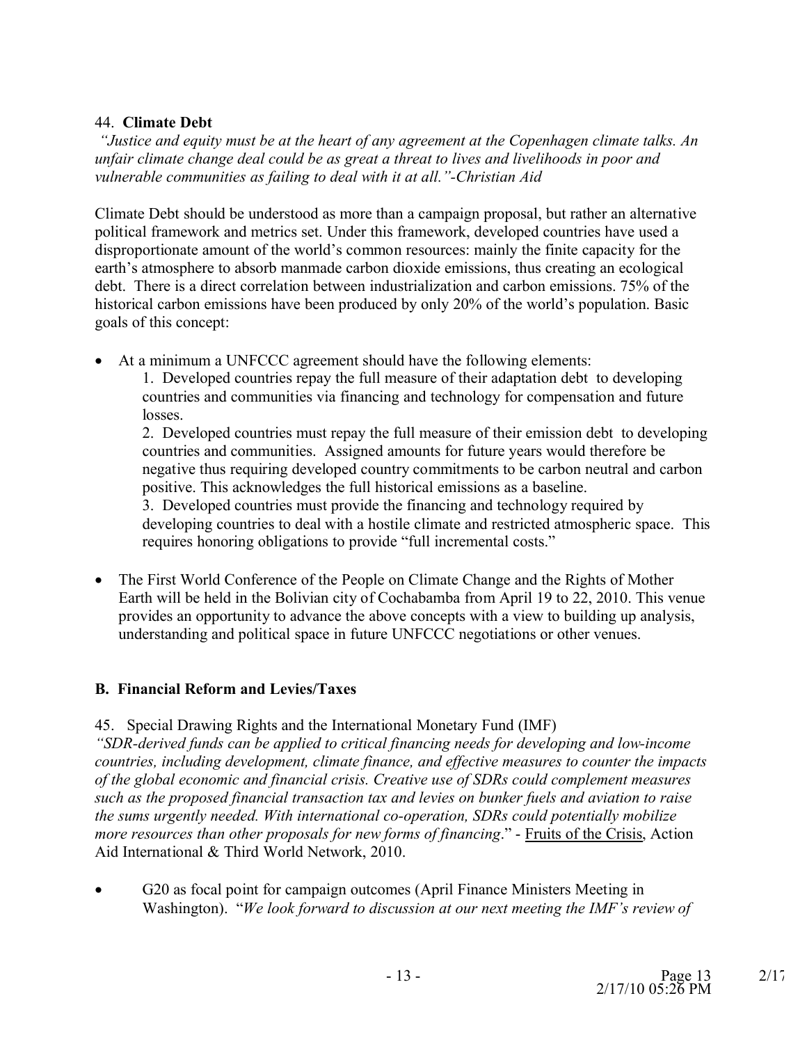44. **Climate Debt**

*"Justice and equity must be at the heart of any agreement at the Copenhagen climate talks. An unfair climate change deal could be as great a threat to lives and livelihoods in poor and vulnerable communities as failing to deal with it at all."-Christian Aid*

Climate Debt should be understood as more than a campaign proposal, but rather an alternative political framework and metrics set. Under this framework, developed countries have used a disproportionate amount of the world's common resources: mainly the finite capacity for the earth's atmosphere to absorb manmade carbon dioxide emissions, thus creating an ecological debt. There is a direct correlation between industrialization and carbon emissions. 75% of the historical carbon emissions have been produced by only 20% of the world's population. Basic goals of this concept:

- At a minimum a UNFCCC agreement should have the following elements:

  1. Developed countries repay the full measure of their adaptation debt to developing countries and communities via financing and technology for compensation and future losses.
  2. Developed countries must repay the full measure of their emission debt to developing countries and communities. Assigned amounts for future years would therefore be negative thus requiring developed country commitments to be carbon neutral and carbon positive. This acknowledges the full historical emissions as a baseline.
  3. Developed countries must provide the financing and technology required by developing countries to deal with a hostile climate and restricted atmospheric space. This requires honoring obligations to provide "full incremental costs."

- The First World Conference of the People on Climate Change and the Rights of Mother Earth will be held in the Bolivian city of Cochabamba from April 19 to 22, 2010. This venue provides an opportunity to advance the above concepts with a view to building up analysis, understanding and political space in future UNFCCC negotiations or other venues.

### B. Financial Reform and Levies/Taxes

45. Special Drawing Rights and the International Monetary Fund (IMF)

*"SDR-derived funds can be applied to critical financing needs for developing and low-income countries, including development, climate finance, and effective measures to counter the impacts of the global economic and financial crisis. Creative use of SDRs could complement measures such as the proposed financial transaction tax and levies on bunker fuels and aviation to raise the sums urgently needed. With international co-operation, SDRs could potentially mobilize more resources than other proposals for new forms of financing*." - Fruits of the Crisis, Action Aid International & Third World Network, 2010.

- G20 as focal point for campaign outcomes (April Finance Ministers Meeting in Washington). "*We look forward to discussion at our next meeting the IMF's review of*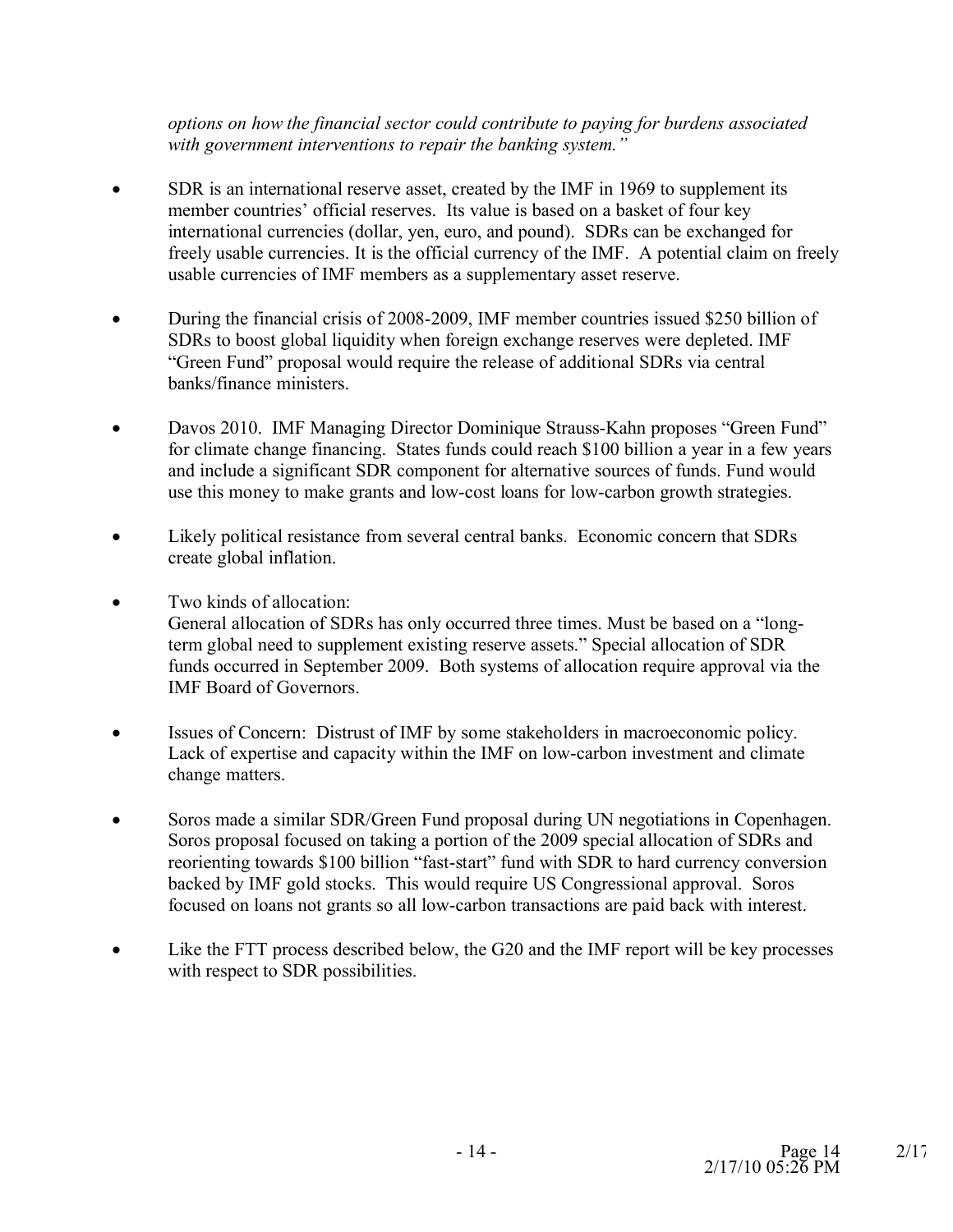*options on how the financial sector could contribute to paying for burdens associated with government interventions to repair the banking system."*

- SDR is an international reserve asset, created by the IMF in 1969 to supplement its member countries' official reserves. Its value is based on a basket of four key international currencies (dollar, yen, euro, and pound). SDRs can be exchanged for freely usable currencies. It is the official currency of the IMF. A potential claim on freely usable currencies of IMF members as a supplementary asset reserve.

- During the financial crisis of 2008-2009, IMF member countries issued $250 billion of SDRs to boost global liquidity when foreign exchange reserves were depleted. IMF "Green Fund" proposal would require the release of additional SDRs via central banks/finance ministers.

- Davos 2010. IMF Managing Director Dominique Strauss-Kahn proposes "Green Fund" for climate change financing. States funds could reach $100 billion a year in a few years and include a significant SDR component for alternative sources of funds. Fund would use this money to make grants and low-cost loans for low-carbon growth strategies.

- Likely political resistance from several central banks. Economic concern that SDRs create global inflation.

- Two kinds of allocation:
  General allocation of SDRs has only occurred three times. Must be based on a "long-term global need to supplement existing reserve assets." Special allocation of SDR funds occurred in September 2009. Both systems of allocation require approval via the IMF Board of Governors.

- Issues of Concern: Distrust of IMF by some stakeholders in macroeconomic policy. Lack of expertise and capacity within the IMF on low-carbon investment and climate change matters.

- Soros made a similar SDR/Green Fund proposal during UN negotiations in Copenhagen. Soros proposal focused on taking a portion of the 2009 special allocation of SDRs and reorienting towards $100 billion "fast-start" fund with SDR to hard currency conversion backed by IMF gold stocks. This would require US Congressional approval. Soros focused on loans not grants so all low-carbon transactions are paid back with interest.

- Like the FTT process described below, the G20 and the IMF report will be key processes with respect to SDR possibilities.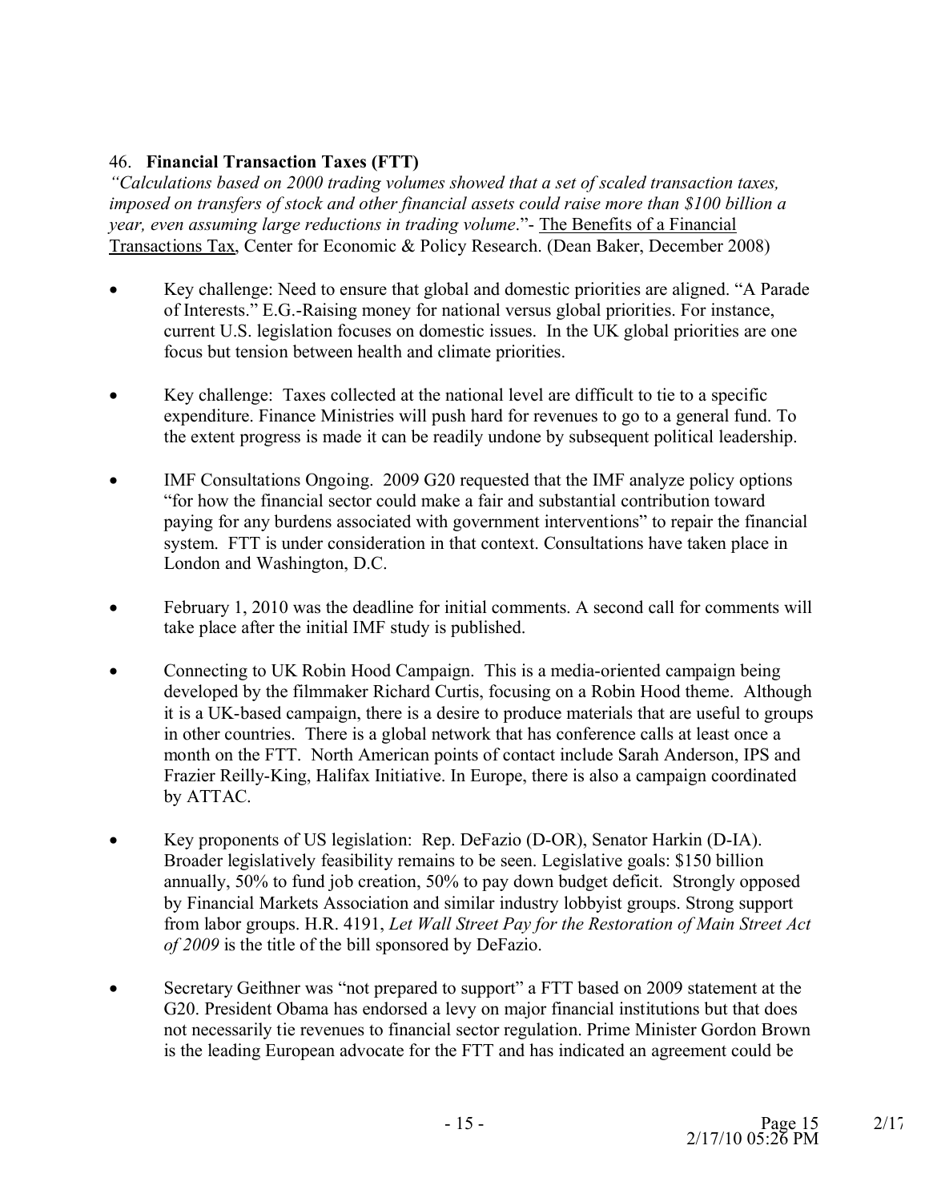46. **Financial Transaction Taxes (FTT)**

*"Calculations based on 2000 trading volumes showed that a set of scaled transaction taxes, imposed on transfers of stock and other financial assets could raise more than $100 billion a year, even assuming large reductions in trading volume*."- The Benefits of a Financial Transactions Tax, Center for Economic & Policy Research. (Dean Baker, December 2008)

- Key challenge: Need to ensure that global and domestic priorities are aligned. "A Parade of Interests." E.G.-Raising money for national versus global priorities. For instance, current U.S. legislation focuses on domestic issues. In the UK global priorities are one focus but tension between health and climate priorities.

- Key challenge: Taxes collected at the national level are difficult to tie to a specific expenditure. Finance Ministries will push hard for revenues to go to a general fund. To the extent progress is made it can be readily undone by subsequent political leadership.

- IMF Consultations Ongoing. 2009 G20 requested that the IMF analyze policy options "for how the financial sector could make a fair and substantial contribution toward paying for any burdens associated with government interventions" to repair the financial system. FTT is under consideration in that context. Consultations have taken place in London and Washington, D.C.

- February 1, 2010 was the deadline for initial comments. A second call for comments will take place after the initial IMF study is published.

- Connecting to UK Robin Hood Campaign. This is a media-oriented campaign being developed by the filmmaker Richard Curtis, focusing on a Robin Hood theme. Although it is a UK-based campaign, there is a desire to produce materials that are useful to groups in other countries. There is a global network that has conference calls at least once a month on the FTT. North American points of contact include Sarah Anderson, IPS and Frazier Reilly-King, Halifax Initiative. In Europe, there is also a campaign coordinated by ATTAC.

- Key proponents of US legislation: Rep. DeFazio (D-OR), Senator Harkin (D-IA). Broader legislatively feasibility remains to be seen. Legislative goals: $150 billion annually, 50% to fund job creation, 50% to pay down budget deficit. Strongly opposed by Financial Markets Association and similar industry lobbyist groups. Strong support from labor groups. H.R. 4191, *Let Wall Street Pay for the Restoration of Main Street Act of 2009* is the title of the bill sponsored by DeFazio.

- Secretary Geithner was "not prepared to support" a FTT based on 2009 statement at the G20. President Obama has endorsed a levy on major financial institutions but that does not necessarily tie revenues to financial sector regulation. Prime Minister Gordon Brown is the leading European advocate for the FTT and has indicated an agreement could be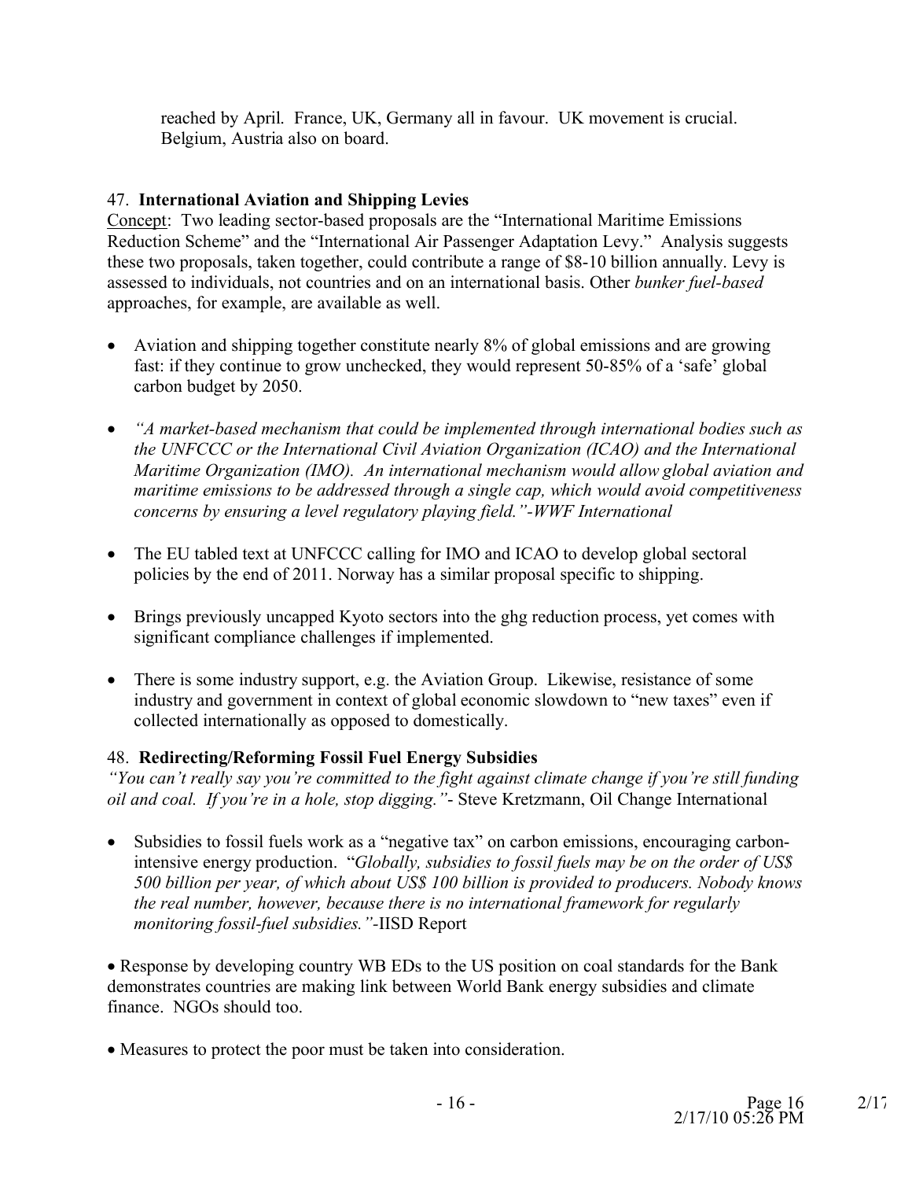reached by April. France, UK, Germany all in favour. UK movement is crucial. Belgium, Austria also on board.

47. **International Aviation and Shipping Levies**

Concept: Two leading sector-based proposals are the "International Maritime Emissions Reduction Scheme" and the "International Air Passenger Adaptation Levy." Analysis suggests these two proposals, taken together, could contribute a range of $8-10 billion annually. Levy is assessed to individuals, not countries and on an international basis. Other *bunker fuel-based* approaches, for example, are available as well.

- Aviation and shipping together constitute nearly 8% of global emissions and are growing fast: if they continue to grow unchecked, they would represent 50-85% of a 'safe' global carbon budget by 2050.
- *"A market-based mechanism that could be implemented through international bodies such as the UNFCCC or the International Civil Aviation Organization (ICAO) and the International Maritime Organization (IMO). An international mechanism would allow global aviation and maritime emissions to be addressed through a single cap, which would avoid competitiveness concerns by ensuring a level regulatory playing field."-WWF International*
- The EU tabled text at UNFCCC calling for IMO and ICAO to develop global sectoral policies by the end of 2011. Norway has a similar proposal specific to shipping.
- Brings previously uncapped Kyoto sectors into the ghg reduction process, yet comes with significant compliance challenges if implemented.
- There is some industry support, e.g. the Aviation Group. Likewise, resistance of some industry and government in context of global economic slowdown to "new taxes" even if collected internationally as opposed to domestically.

48. **Redirecting/Reforming Fossil Fuel Energy Subsidies**

*"You can't really say you're committed to the fight against climate change if you're still funding oil and coal. If you're in a hole, stop digging."*- Steve Kretzmann, Oil Change International

- Subsidies to fossil fuels work as a "negative tax" on carbon emissions, encouraging carbon-intensive energy production. "*Globally, subsidies to fossil fuels may be on the order of US$ 500 billion per year, of which about US$ 100 billion is provided to producers. Nobody knows the real number, however, because there is no international framework for regularly monitoring fossil-fuel subsidies."*-IISD Report
- Response by developing country WB EDs to the US position on coal standards for the Bank demonstrates countries are making link between World Bank energy subsidies and climate finance. NGOs should too.
- Measures to protect the poor must be taken into consideration.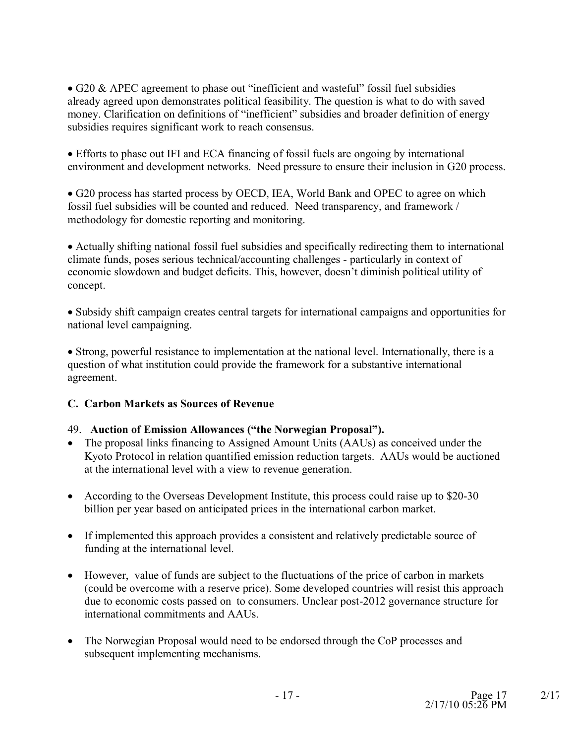- G20 & APEC agreement to phase out "inefficient and wasteful" fossil fuel subsidies already agreed upon demonstrates political feasibility. The question is what to do with saved money. Clarification on definitions of "inefficient" subsidies and broader definition of energy subsidies requires significant work to reach consensus.

- Efforts to phase out IFI and ECA financing of fossil fuels are ongoing by international environment and development networks. Need pressure to ensure their inclusion in G20 process.

- G20 process has started process by OECD, IEA, World Bank and OPEC to agree on which fossil fuel subsidies will be counted and reduced. Need transparency, and framework / methodology for domestic reporting and monitoring.

- Actually shifting national fossil fuel subsidies and specifically redirecting them to international climate funds, poses serious technical/accounting challenges - particularly in context of economic slowdown and budget deficits. This, however, doesn't diminish political utility of concept.

- Subsidy shift campaign creates central targets for international campaigns and opportunities for national level campaigning.

- Strong, powerful resistance to implementation at the national level. Internationally, there is a question of what institution could provide the framework for a substantive international agreement.

**C. Carbon Markets as Sources of Revenue**

49. **Auction of Emission Allowances ("the Norwegian Proposal").**

- The proposal links financing to Assigned Amount Units (AAUs) as conceived under the Kyoto Protocol in relation quantified emission reduction targets. AAUs would be auctioned at the international level with a view to revenue generation.

- According to the Overseas Development Institute, this process could raise up to $20-30 billion per year based on anticipated prices in the international carbon market.

- If implemented this approach provides a consistent and relatively predictable source of funding at the international level.

- However, value of funds are subject to the fluctuations of the price of carbon in markets (could be overcome with a reserve price). Some developed countries will resist this approach due to economic costs passed on to consumers. Unclear post-2012 governance structure for international commitments and AAUs.

- The Norwegian Proposal would need to be endorsed through the CoP processes and subsequent implementing mechanisms.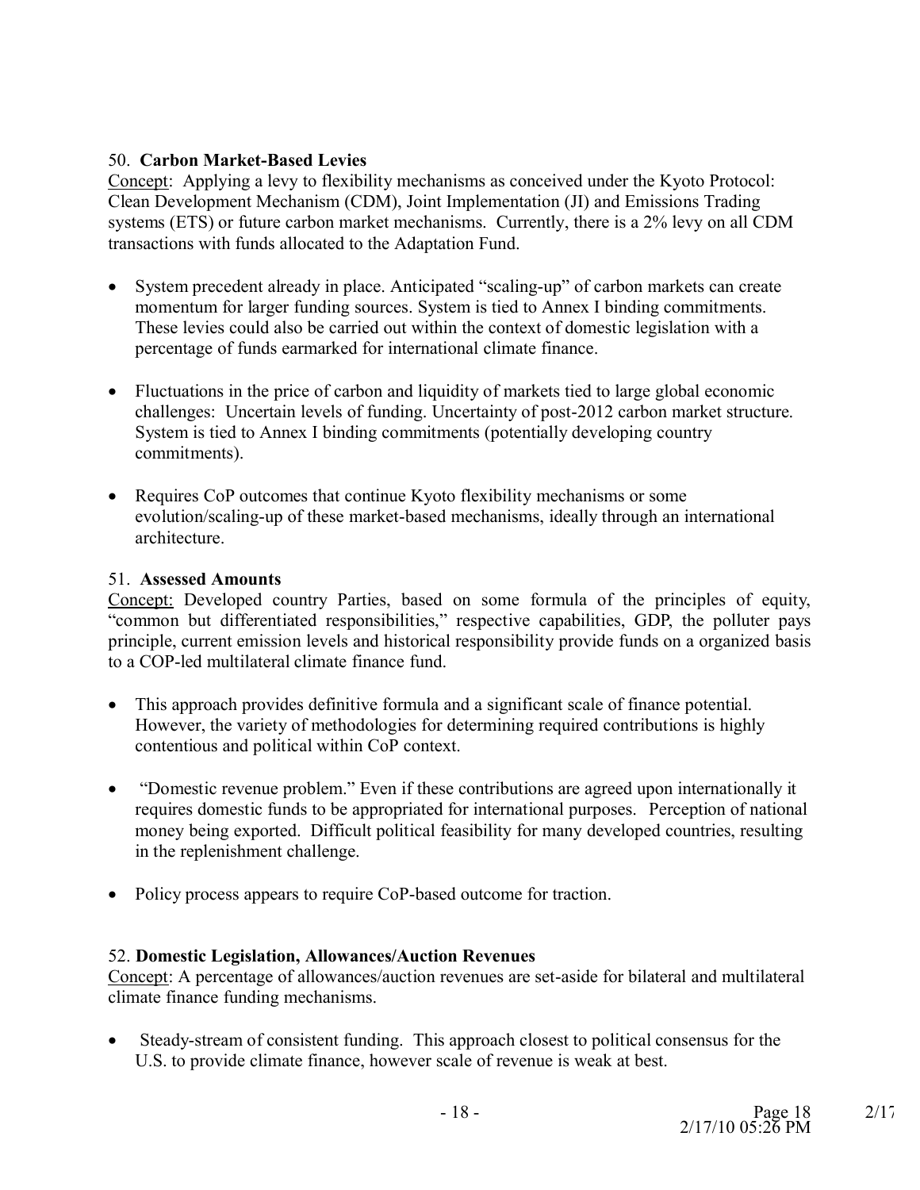50. **Carbon Market-Based Levies**

Concept: Applying a levy to flexibility mechanisms as conceived under the Kyoto Protocol: Clean Development Mechanism (CDM), Joint Implementation (JI) and Emissions Trading systems (ETS) or future carbon market mechanisms. Currently, there is a 2% levy on all CDM transactions with funds allocated to the Adaptation Fund.

- System precedent already in place. Anticipated "scaling-up" of carbon markets can create momentum for larger funding sources. System is tied to Annex I binding commitments. These levies could also be carried out within the context of domestic legislation with a percentage of funds earmarked for international climate finance.

- Fluctuations in the price of carbon and liquidity of markets tied to large global economic challenges: Uncertain levels of funding. Uncertainty of post-2012 carbon market structure. System is tied to Annex I binding commitments (potentially developing country commitments).

- Requires CoP outcomes that continue Kyoto flexibility mechanisms or some evolution/scaling-up of these market-based mechanisms, ideally through an international architecture.

51. **Assessed Amounts**

Concept: Developed country Parties, based on some formula of the principles of equity, "common but differentiated responsibilities," respective capabilities, GDP, the polluter pays principle, current emission levels and historical responsibility provide funds on a organized basis to a COP-led multilateral climate finance fund.

- This approach provides definitive formula and a significant scale of finance potential. However, the variety of methodologies for determining required contributions is highly contentious and political within CoP context.

- "Domestic revenue problem." Even if these contributions are agreed upon internationally it requires domestic funds to be appropriated for international purposes. Perception of national money being exported. Difficult political feasibility for many developed countries, resulting in the replenishment challenge.

- Policy process appears to require CoP-based outcome for traction.

52. **Domestic Legislation, Allowances/Auction Revenues**

Concept: A percentage of allowances/auction revenues are set-aside for bilateral and multilateral climate finance funding mechanisms.

- Steady-stream of consistent funding. This approach closest to political consensus for the U.S. to provide climate finance, however scale of revenue is weak at best.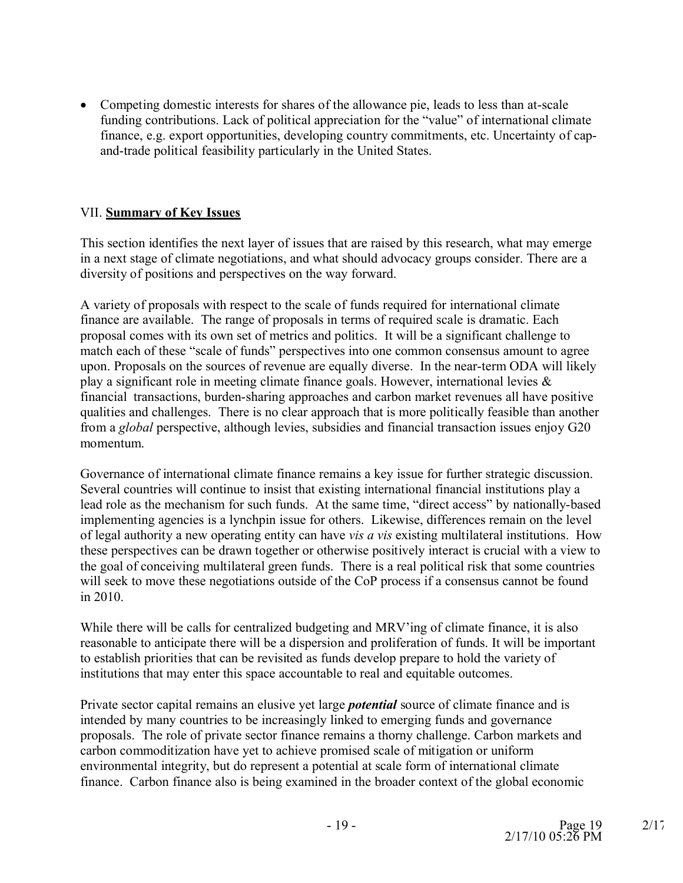- Competing domestic interests for shares of the allowance pie, leads to less than at-scale funding contributions. Lack of political appreciation for the “value” of international climate finance, e.g. export opportunities, developing country commitments, etc. Uncertainty of cap-and-trade political feasibility particularly in the United States.

## VII. **Summary of Key Issues**

This section identifies the next layer of issues that are raised by this research, what may emerge in a next stage of climate negotiations, and what should advocacy groups consider. There are a diversity of positions and perspectives on the way forward.

A variety of proposals with respect to the scale of funds required for international climate finance are available. The range of proposals in terms of required scale is dramatic. Each proposal comes with its own set of metrics and politics. It will be a significant challenge to match each of these “scale of funds” perspectives into one common consensus amount to agree upon. Proposals on the sources of revenue are equally diverse. In the near-term ODA will likely play a significant role in meeting climate finance goals. However, international levies & financial transactions, burden-sharing approaches and carbon market revenues all have positive qualities and challenges. There is no clear approach that is more politically feasible than another from a *global* perspective, although levies, subsidies and financial transaction issues enjoy G20 momentum.

Governance of international climate finance remains a key issue for further strategic discussion. Several countries will continue to insist that existing international financial institutions play a lead role as the mechanism for such funds. At the same time, “direct access” by nationally-based implementing agencies is a lynchpin issue for others. Likewise, differences remain on the level of legal authority a new operating entity can have *vis a vis* existing multilateral institutions. How these perspectives can be drawn together or otherwise positively interact is crucial with a view to the goal of conceiving multilateral green funds. There is a real political risk that some countries will seek to move these negotiations outside of the CoP process if a consensus cannot be found in 2010.

While there will be calls for centralized budgeting and MRV’ing of climate finance, it is also reasonable to anticipate there will be a dispersion and proliferation of funds. It will be important to establish priorities that can be revisited as funds develop prepare to hold the variety of institutions that may enter this space accountable to real and equitable outcomes.

Private sector capital remains an elusive yet large ***potential*** source of climate finance and is intended by many countries to be increasingly linked to emerging funds and governance proposals. The role of private sector finance remains a thorny challenge. Carbon markets and carbon commoditization have yet to achieve promised scale of mitigation or uniform environmental integrity, but do represent a potential at scale form of international climate finance. Carbon finance also is being examined in the broader context of the global economic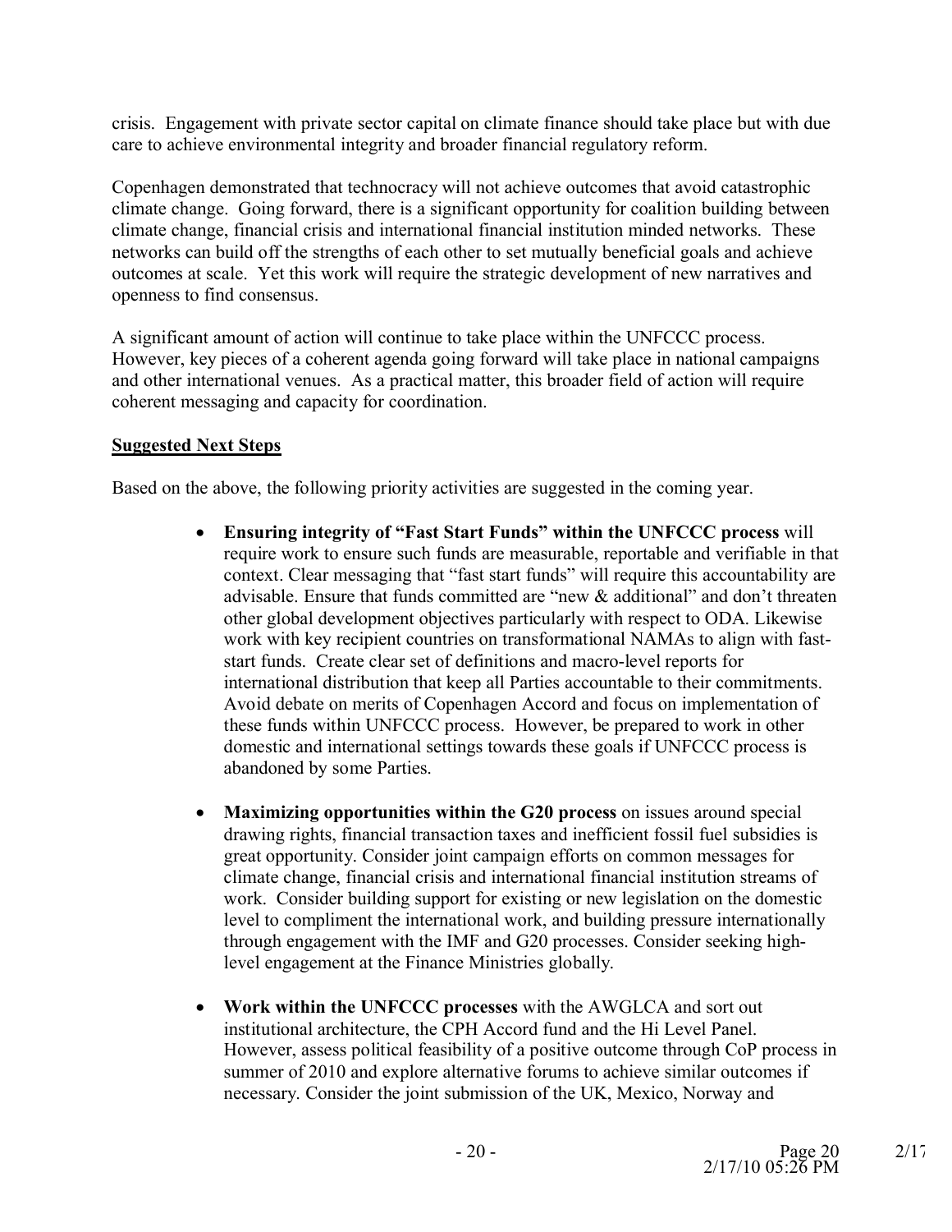crisis. Engagement with private sector capital on climate finance should take place but with due care to achieve environmental integrity and broader financial regulatory reform.

Copenhagen demonstrated that technocracy will not achieve outcomes that avoid catastrophic climate change. Going forward, there is a significant opportunity for coalition building between climate change, financial crisis and international financial institution minded networks. These networks can build off the strengths of each other to set mutually beneficial goals and achieve outcomes at scale. Yet this work will require the strategic development of new narratives and openness to find consensus.

A significant amount of action will continue to take place within the UNFCCC process. However, key pieces of a coherent agenda going forward will take place in national campaigns and other international venues. As a practical matter, this broader field of action will require coherent messaging and capacity for coordination.

**Suggested Next Steps**

Based on the above, the following priority activities are suggested in the coming year.

- **Ensuring integrity of "Fast Start Funds" within the UNFCCC process** will require work to ensure such funds are measurable, reportable and verifiable in that context. Clear messaging that "fast start funds" will require this accountability are advisable. Ensure that funds committed are "new & additional" and don't threaten other global development objectives particularly with respect to ODA. Likewise work with key recipient countries on transformational NAMAs to align with fast-start funds. Create clear set of definitions and macro-level reports for international distribution that keep all Parties accountable to their commitments. Avoid debate on merits of Copenhagen Accord and focus on implementation of these funds within UNFCCC process. However, be prepared to work in other domestic and international settings towards these goals if UNFCCC process is abandoned by some Parties.

- **Maximizing opportunities within the G20 process** on issues around special drawing rights, financial transaction taxes and inefficient fossil fuel subsidies is great opportunity. Consider joint campaign efforts on common messages for climate change, financial crisis and international financial institution streams of work. Consider building support for existing or new legislation on the domestic level to compliment the international work, and building pressure internationally through engagement with the IMF and G20 processes. Consider seeking high-level engagement at the Finance Ministries globally.

- **Work within the UNFCCC processes** with the AWGLCA and sort out institutional architecture, the CPH Accord fund and the Hi Level Panel. However, assess political feasibility of a positive outcome through CoP process in summer of 2010 and explore alternative forums to achieve similar outcomes if necessary. Consider the joint submission of the UK, Mexico, Norway and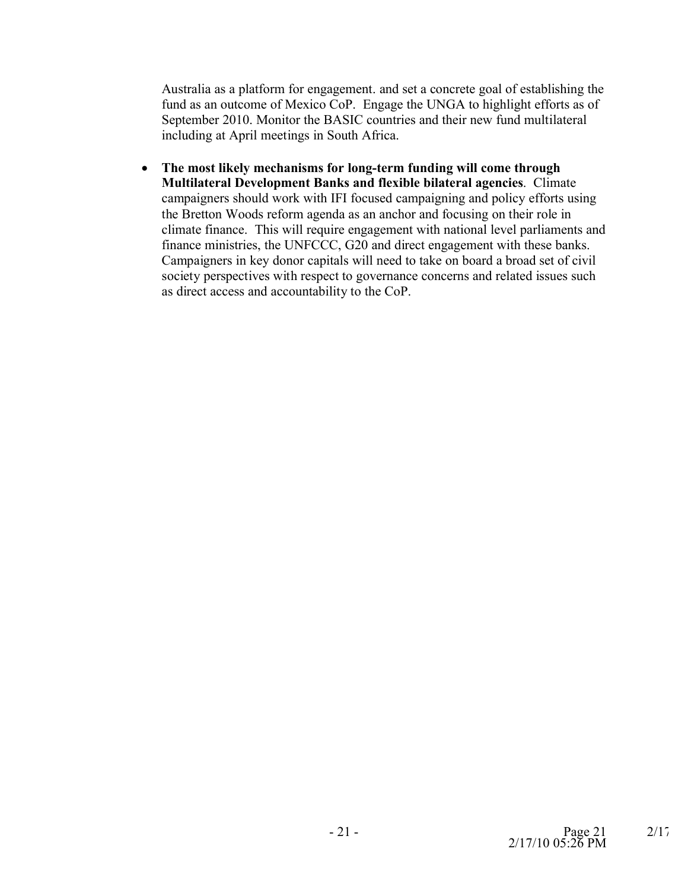Australia as a platform for engagement. and set a concrete goal of establishing the fund as an outcome of Mexico CoP. Engage the UNGA to highlight efforts as of September 2010. Monitor the BASIC countries and their new fund multilateral including at April meetings in South Africa.

- **The most likely mechanisms for long-term funding will come through Multilateral Development Banks and flexible bilateral agencies**. Climate campaigners should work with IFI focused campaigning and policy efforts using the Bretton Woods reform agenda as an anchor and focusing on their role in climate finance. This will require engagement with national level parliaments and finance ministries, the UNFCCC, G20 and direct engagement with these banks. Campaigners in key donor capitals will need to take on board a broad set of civil society perspectives with respect to governance concerns and related issues such as direct access and accountability to the CoP.